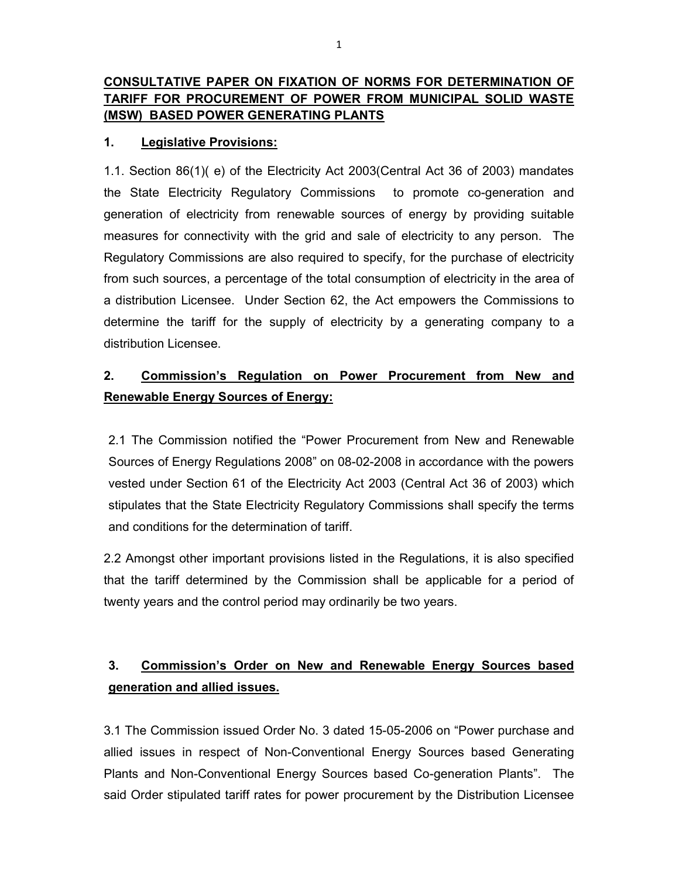# CONSULTATIVE PAPER ON FIXATION OF NORMS FOR DETERMINATION OF TARIFF FOR PROCUREMENT OF POWER FROM MUNICIPAL SOLID WASTE (MSW) BASED POWER GENERATING PLANTS

## 1. Legislative Provisions:

1.1. Section 86(1)( e) of the Electricity Act 2003(Central Act 36 of 2003) mandates the State Electricity Regulatory Commissions to promote co-generation and generation of electricity from renewable sources of energy by providing suitable measures for connectivity with the grid and sale of electricity to any person. The Regulatory Commissions are also required to specify, for the purchase of electricity from such sources, a percentage of the total consumption of electricity in the area of a distribution Licensee. Under Section 62, the Act empowers the Commissions to determine the tariff for the supply of electricity by a generating company to a distribution Licensee.

## 2. Commission's Regulation on Power Procurement from New and Renewable Energy Sources of Energy:

2.1 The Commission notified the "Power Procurement from New and Renewable Sources of Energy Regulations 2008" on 08-02-2008 in accordance with the powers vested under Section 61 of the Electricity Act 2003 (Central Act 36 of 2003) which stipulates that the State Electricity Regulatory Commissions shall specify the terms and conditions for the determination of tariff.

2.2 Amongst other important provisions listed in the Regulations, it is also specified that the tariff determined by the Commission shall be applicable for a period of twenty years and the control period may ordinarily be two years.

## 3. Commission's Order on New and Renewable Energy Sources based generation and allied issues.

3.1 The Commission issued Order No. 3 dated 15-05-2006 on "Power purchase and allied issues in respect of Non-Conventional Energy Sources based Generating Plants and Non-Conventional Energy Sources based Co-generation Plants". The said Order stipulated tariff rates for power procurement by the Distribution Licensee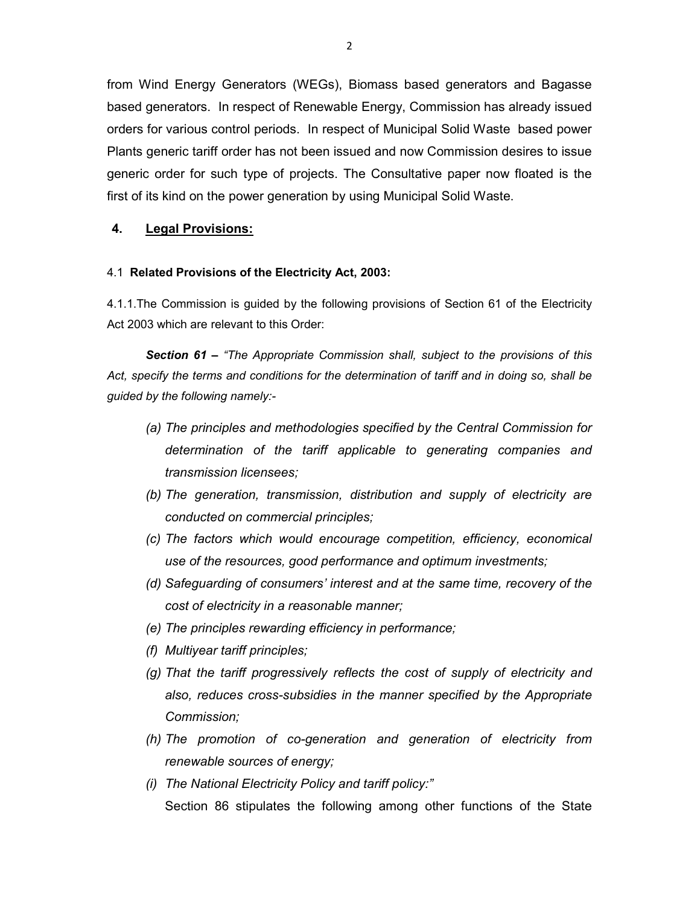from Wind Energy Generators (WEGs), Biomass based generators and Bagasse based generators. In respect of Renewable Energy, Commission has already issued orders for various control periods. In respect of Municipal Solid Waste based power Plants generic tariff order has not been issued and now Commission desires to issue generic order for such type of projects. The Consultative paper now floated is the first of its kind on the power generation by using Municipal Solid Waste.

## 4. Legal Provisions:

### 4.1 Related Provisions of the Electricity Act, 2003:

4.1.1.The Commission is guided by the following provisions of Section 61 of the Electricity Act 2003 which are relevant to this Order:

***Section 61 –*** *"The Appropriate Commission shall, subject to the provisions of this Act, specify the terms and conditions for the determination of tariff and in doing so, shall be guided by the following namely:-*

- *(a) The principles and methodologies specified by the Central Commission for determination of the tariff applicable to generating companies and transmission licensees;*
- *(b) The generation, transmission, distribution and supply of electricity are conducted on commercial principles;*
- *(c) The factors which would encourage competition, efficiency, economical use of the resources, good performance and optimum investments;*
- *(d) Safeguarding of consumers' interest and at the same time, recovery of the cost of electricity in a reasonable manner;*
- *(e) The principles rewarding efficiency in performance;*
- *(f) Multiyear tariff principles;*
- *(g) That the tariff progressively reflects the cost of supply of electricity and also, reduces cross-subsidies in the manner specified by the Appropriate Commission;*
- *(h) The promotion of co-generation and generation of electricity from renewable sources of energy;*
- *(i) The National Electricity Policy and tariff policy:"*

Section 86 stipulates the following among other functions of the State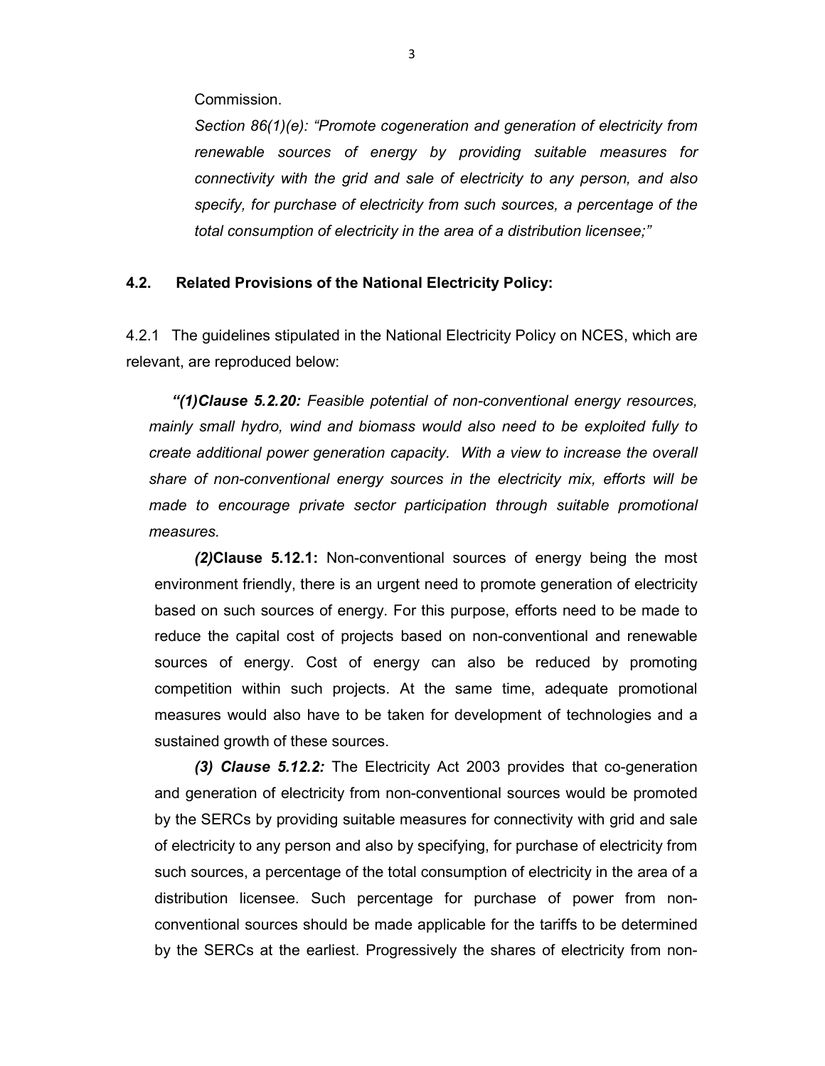Commission.

*Section 86(1)(e): "Promote cogeneration and generation of electricity from renewable sources of energy by providing suitable measures for connectivity with the grid and sale of electricity to any person, and also specify, for purchase of electricity from such sources, a percentage of the total consumption of electricity in the area of a distribution licensee;"*

**4.2. Related Provisions of the National Electricity Policy:**

4.2.1 The guidelines stipulated in the National Electricity Policy on NCES, which are relevant, are reproduced below:

***"(1)Clause 5.2.20:*** *Feasible potential of non-conventional energy resources, mainly small hydro, wind and biomass would also need to be exploited fully to create additional power generation capacity. With a view to increase the overall share of non-conventional energy sources in the electricity mix, efforts will be made to encourage private sector participation through suitable promotional measures.*

***(2)*Clause 5.12.1:** Non-conventional sources of energy being the most environment friendly, there is an urgent need to promote generation of electricity based on such sources of energy. For this purpose, efforts need to be made to reduce the capital cost of projects based on non-conventional and renewable sources of energy. Cost of energy can also be reduced by promoting competition within such projects. At the same time, adequate promotional measures would also have to be taken for development of technologies and a sustained growth of these sources.

***(3) Clause 5.12.2:*** The Electricity Act 2003 provides that co-generation and generation of electricity from non-conventional sources would be promoted by the SERCs by providing suitable measures for connectivity with grid and sale of electricity to any person and also by specifying, for purchase of electricity from such sources, a percentage of the total consumption of electricity in the area of a distribution licensee. Such percentage for purchase of power from non-conventional sources should be made applicable for the tariffs to be determined by the SERCs at the earliest. Progressively the shares of electricity from non-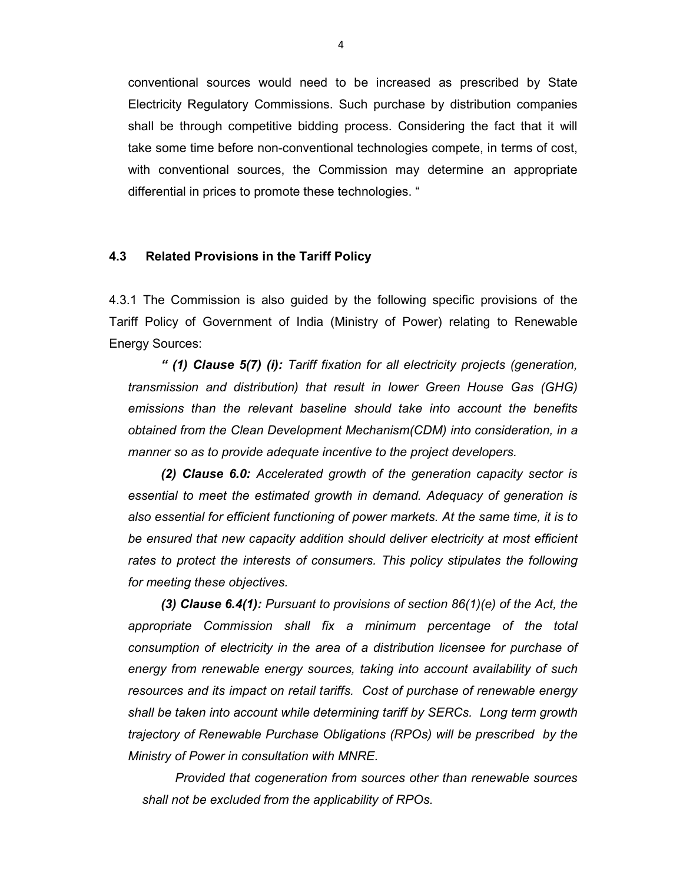conventional sources would need to be increased as prescribed by State Electricity Regulatory Commissions. Such purchase by distribution companies shall be through competitive bidding process. Considering the fact that it will take some time before non-conventional technologies compete, in terms of cost, with conventional sources, the Commission may determine an appropriate differential in prices to promote these technologies. "

### 4.3 Related Provisions in the Tariff Policy

4.3.1 The Commission is also guided by the following specific provisions of the Tariff Policy of Government of India (Ministry of Power) relating to Renewable Energy Sources:

*" **(1) Clause 5(7) (i):** Tariff fixation for all electricity projects (generation, transmission and distribution) that result in lower Green House Gas (GHG) emissions than the relevant baseline should take into account the benefits obtained from the Clean Development Mechanism(CDM) into consideration, in a manner so as to provide adequate incentive to the project developers.*

***(2) Clause 6.0:** Accelerated growth of the generation capacity sector is essential to meet the estimated growth in demand. Adequacy of generation is also essential for efficient functioning of power markets. At the same time, it is to be ensured that new capacity addition should deliver electricity at most efficient rates to protect the interests of consumers. This policy stipulates the following for meeting these objectives.*

***(3) Clause 6.4(1):** Pursuant to provisions of section 86(1)(e) of the Act, the appropriate Commission shall fix a minimum percentage of the total consumption of electricity in the area of a distribution licensee for purchase of energy from renewable energy sources, taking into account availability of such resources and its impact on retail tariffs. Cost of purchase of renewable energy shall be taken into account while determining tariff by SERCs. Long term growth trajectory of Renewable Purchase Obligations (RPOs) will be prescribed by the Ministry of Power in consultation with MNRE.*

*Provided that cogeneration from sources other than renewable sources shall not be excluded from the applicability of RPOs.*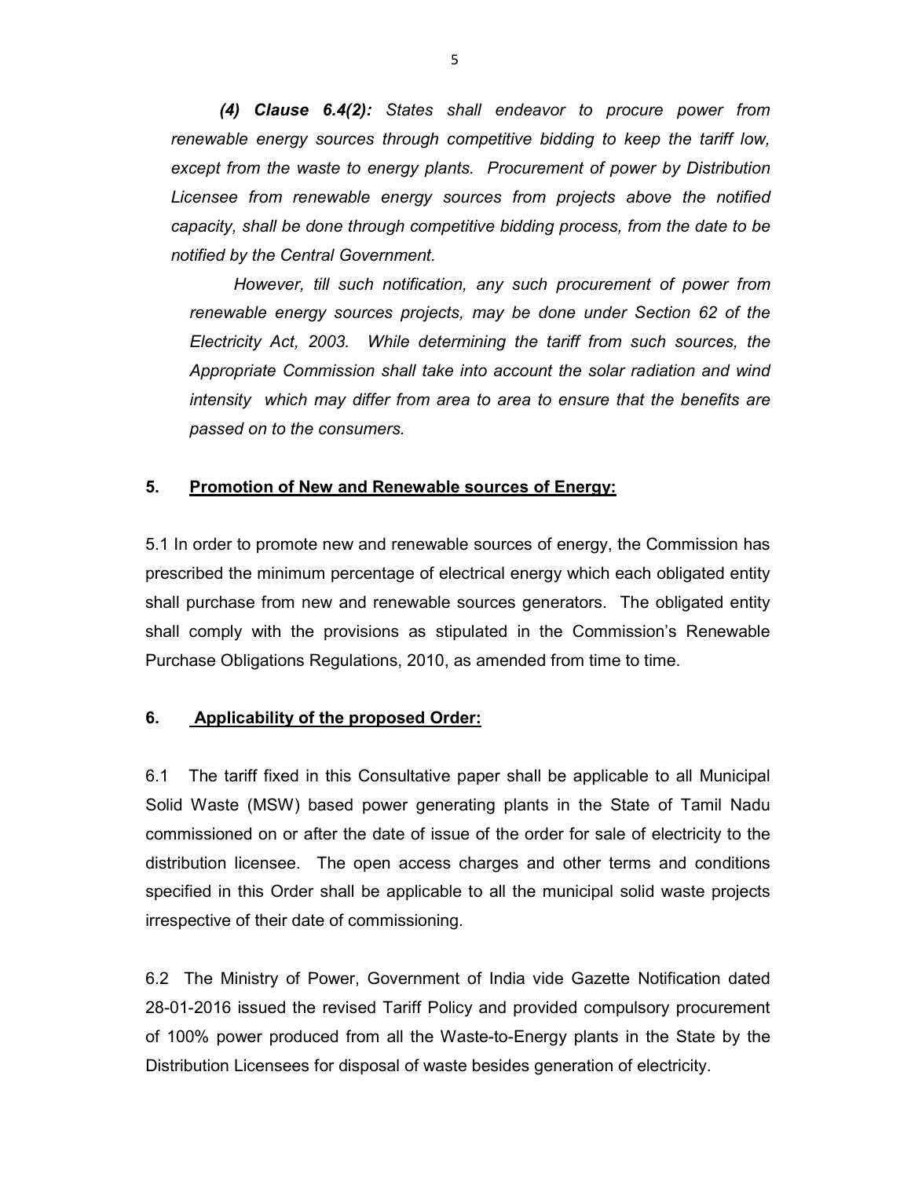***(4) Clause 6.4(2):*** *States shall endeavor to procure power from renewable energy sources through competitive bidding to keep the tariff low, except from the waste to energy plants. Procurement of power by Distribution Licensee from renewable energy sources from projects above the notified capacity, shall be done through competitive bidding process, from the date to be notified by the Central Government.*

*However, till such notification, any such procurement of power from renewable energy sources projects, may be done under Section 62 of the Electricity Act, 2003. While determining the tariff from such sources, the Appropriate Commission shall take into account the solar radiation and wind intensity which may differ from area to area to ensure that the benefits are passed on to the consumers.*

## 5. Promotion of New and Renewable sources of Energy:

5.1 In order to promote new and renewable sources of energy, the Commission has prescribed the minimum percentage of electrical energy which each obligated entity shall purchase from new and renewable sources generators. The obligated entity shall comply with the provisions as stipulated in the Commission's Renewable Purchase Obligations Regulations, 2010, as amended from time to time.

## 6. Applicability of the proposed Order:

6.1 The tariff fixed in this Consultative paper shall be applicable to all Municipal Solid Waste (MSW) based power generating plants in the State of Tamil Nadu commissioned on or after the date of issue of the order for sale of electricity to the distribution licensee. The open access charges and other terms and conditions specified in this Order shall be applicable to all the municipal solid waste projects irrespective of their date of commissioning.

6.2 The Ministry of Power, Government of India vide Gazette Notification dated 28-01-2016 issued the revised Tariff Policy and provided compulsory procurement of 100% power produced from all the Waste-to-Energy plants in the State by the Distribution Licensees for disposal of waste besides generation of electricity.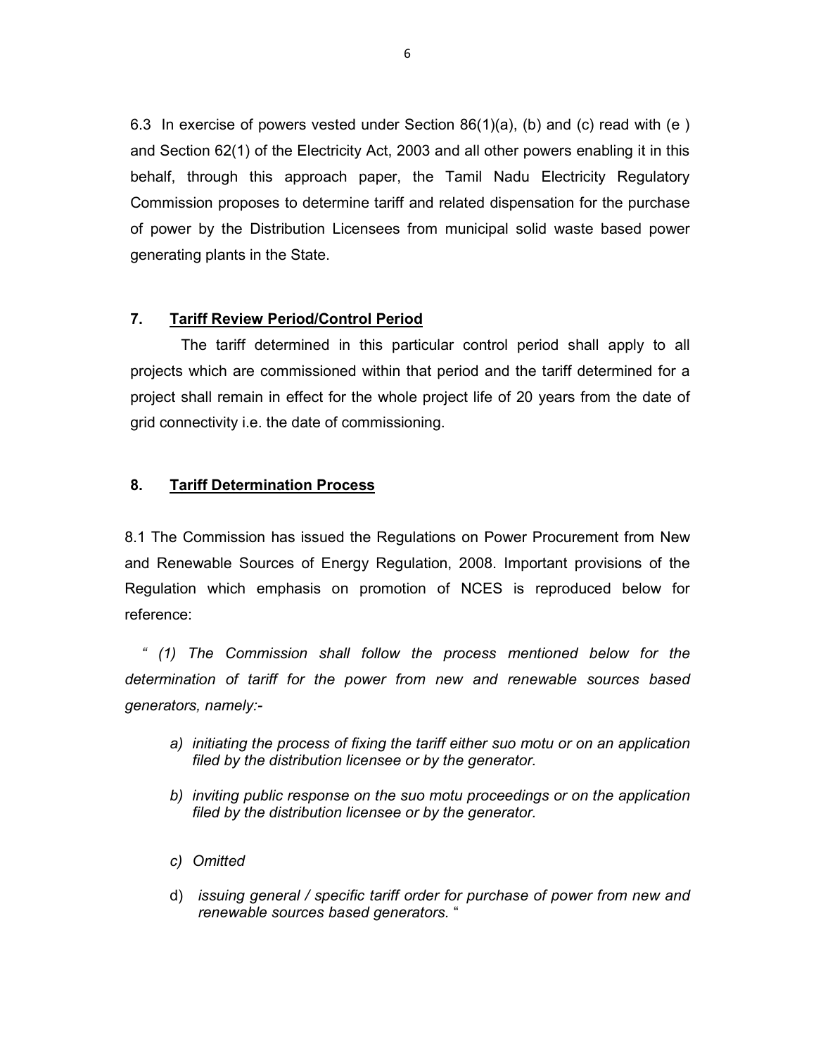6.3 In exercise of powers vested under Section 86(1)(a), (b) and (c) read with (e ) and Section 62(1) of the Electricity Act, 2003 and all other powers enabling it in this behalf, through this approach paper, the Tamil Nadu Electricity Regulatory Commission proposes to determine tariff and related dispensation for the purchase of power by the Distribution Licensees from municipal solid waste based power generating plants in the State.

## 7. Tariff Review Period/Control Period

The tariff determined in this particular control period shall apply to all projects which are commissioned within that period and the tariff determined for a project shall remain in effect for the whole project life of 20 years from the date of grid connectivity i.e. the date of commissioning.

## 8. Tariff Determination Process

8.1 The Commission has issued the Regulations on Power Procurement from New and Renewable Sources of Energy Regulation, 2008. Important provisions of the Regulation which emphasis on promotion of NCES is reproduced below for reference:

*" (1) The Commission shall follow the process mentioned below for the determination of tariff for the power from new and renewable sources based generators, namely:-*

*a) initiating the process of fixing the tariff either suo motu or on an application filed by the distribution licensee or by the generator.*

*b) inviting public response on the suo motu proceedings or on the application filed by the distribution licensee or by the generator.*

*c) Omitted*

d) *issuing general / specific tariff order for purchase of power from new and renewable sources based generators.* "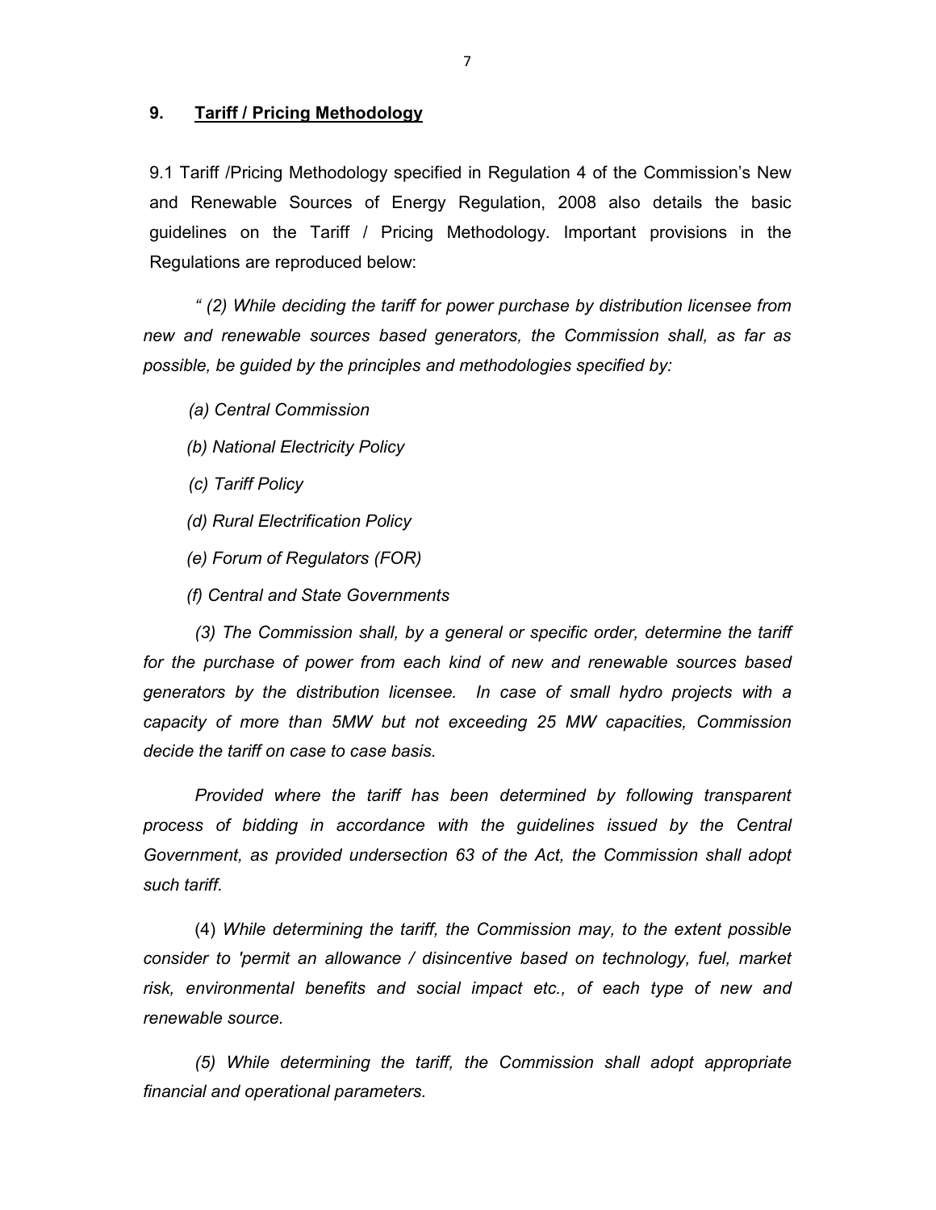## 9. <u>Tariff / Pricing Methodology</u>

9.1 Tariff /Pricing Methodology specified in Regulation 4 of the Commission's New and Renewable Sources of Energy Regulation, 2008 also details the basic guidelines on the Tariff / Pricing Methodology. Important provisions in the Regulations are reproduced below:

*" (2) While deciding the tariff for power purchase by distribution licensee from new and renewable sources based generators, the Commission shall, as far as possible, be guided by the principles and methodologies specified by:*

*(a) Central Commission*

*(b) National Electricity Policy*

*(c) Tariff Policy*

*(d) Rural Electrification Policy*

*(e) Forum of Regulators (FOR)*

*(f) Central and State Governments*

*(3) The Commission shall, by a general or specific order, determine the tariff for the purchase of power from each kind of new and renewable sources based generators by the distribution licensee. In case of small hydro projects with a capacity of more than 5MW but not exceeding 25 MW capacities, Commission decide the tariff on case to case basis.*

*Provided where the tariff has been determined by following transparent process of bidding in accordance with the guidelines issued by the Central Government, as provided undersection 63 of the Act, the Commission shall adopt such tariff.*

(4) *While determining the tariff, the Commission may, to the extent possible consider to 'permit an allowance / disincentive based on technology, fuel, market risk, environmental benefits and social impact etc., of each type of new and renewable source.*

*(5) While determining the tariff, the Commission shall adopt appropriate financial and operational parameters.*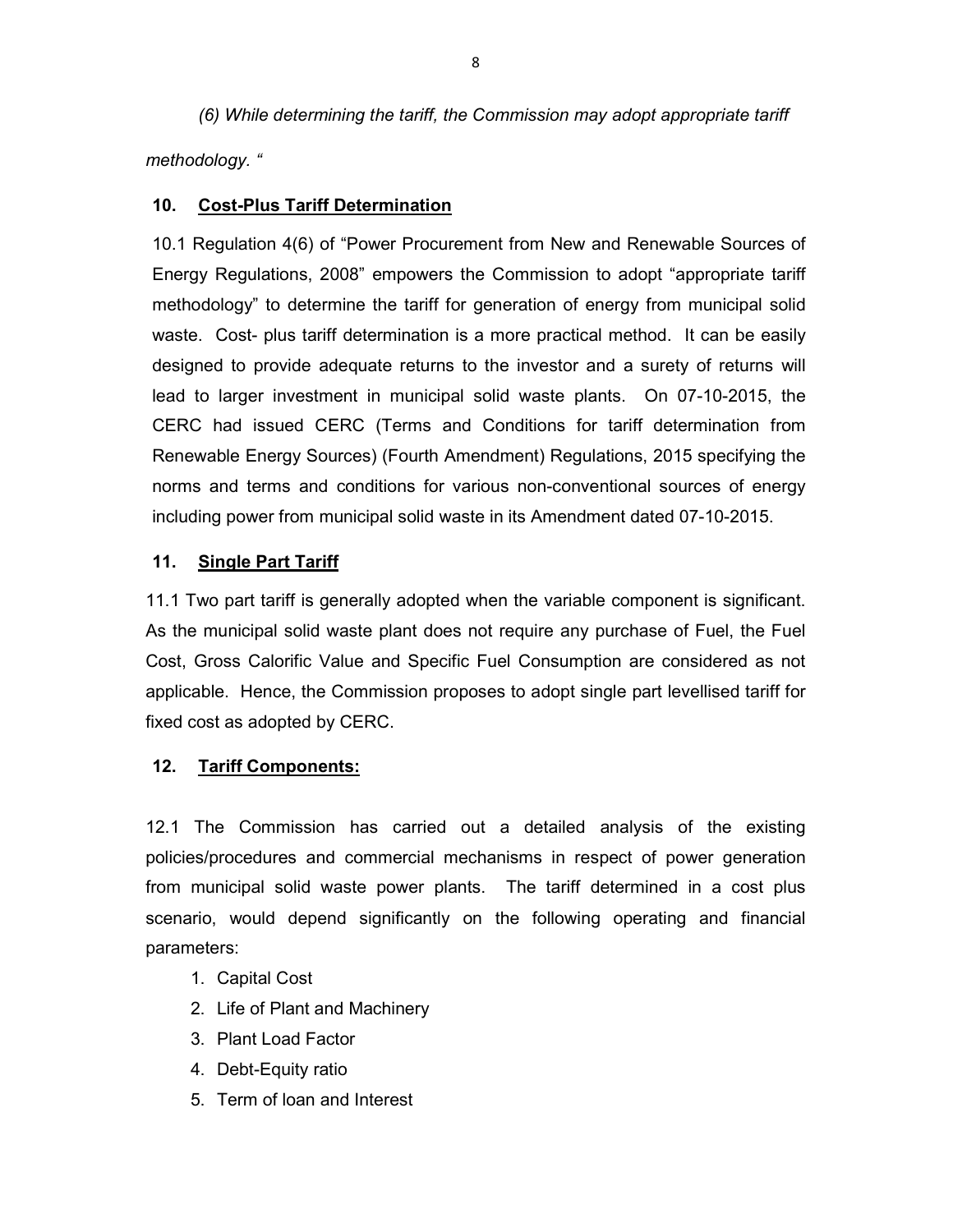*(6) While determining the tariff, the Commission may adopt appropriate tariff methodology. "*

## 10. Cost-Plus Tariff Determination

10.1 Regulation 4(6) of "Power Procurement from New and Renewable Sources of Energy Regulations, 2008" empowers the Commission to adopt "appropriate tariff methodology" to determine the tariff for generation of energy from municipal solid waste. Cost- plus tariff determination is a more practical method. It can be easily designed to provide adequate returns to the investor and a surety of returns will lead to larger investment in municipal solid waste plants. On 07-10-2015, the CERC had issued CERC (Terms and Conditions for tariff determination from Renewable Energy Sources) (Fourth Amendment) Regulations, 2015 specifying the norms and terms and conditions for various non-conventional sources of energy including power from municipal solid waste in its Amendment dated 07-10-2015.

## 11. Single Part Tariff

11.1 Two part tariff is generally adopted when the variable component is significant. As the municipal solid waste plant does not require any purchase of Fuel, the Fuel Cost, Gross Calorific Value and Specific Fuel Consumption are considered as not applicable. Hence, the Commission proposes to adopt single part levellised tariff for fixed cost as adopted by CERC.

## 12. Tariff Components:

12.1 The Commission has carried out a detailed analysis of the existing policies/procedures and commercial mechanisms in respect of power generation from municipal solid waste power plants. The tariff determined in a cost plus scenario, would depend significantly on the following operating and financial parameters:

1. Capital Cost
2. Life of Plant and Machinery
3. Plant Load Factor
4. Debt-Equity ratio
5. Term of loan and Interest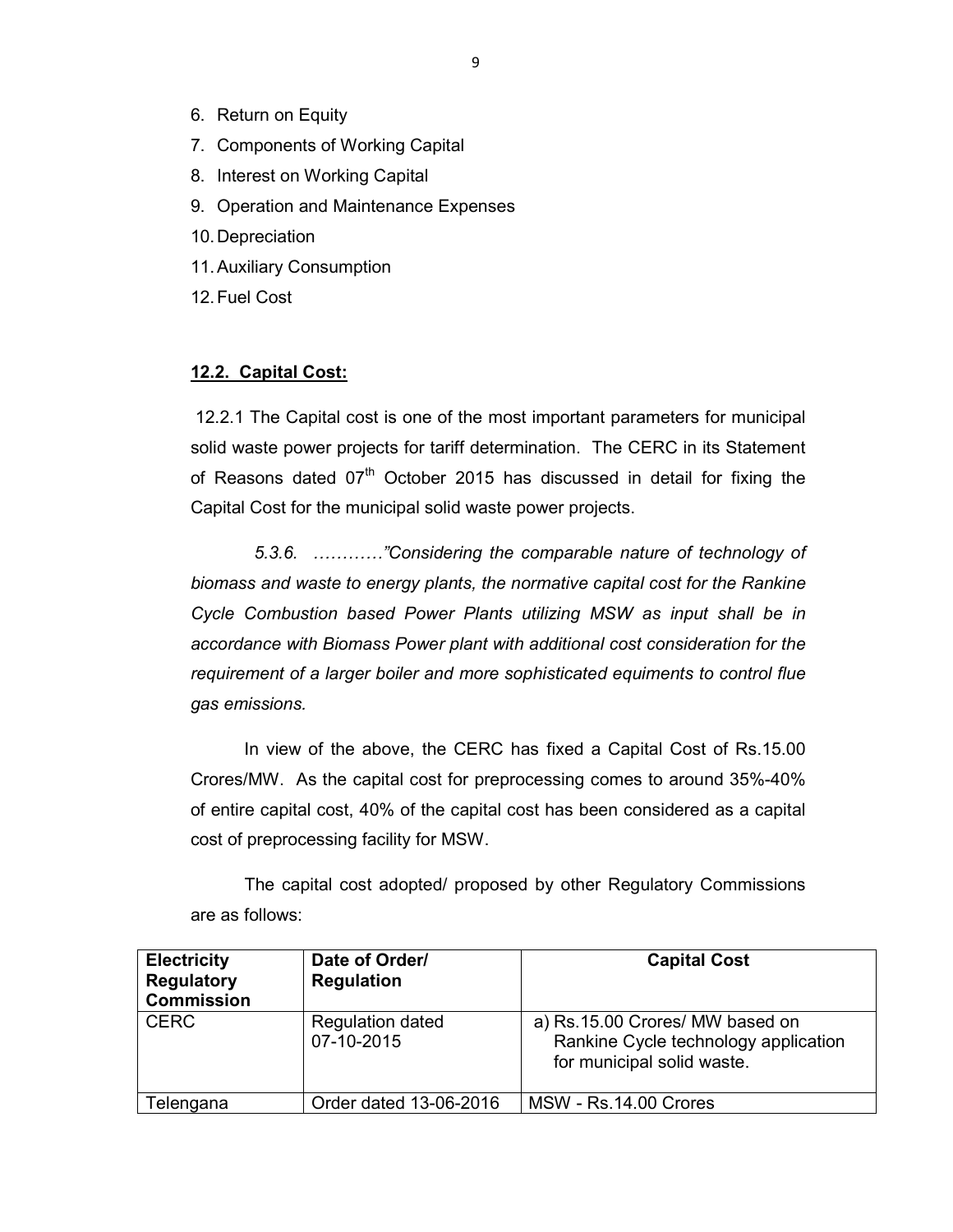6. Return on Equity
7. Components of Working Capital
8. Interest on Working Capital
9. Operation and Maintenance Expenses
10. Depreciation
11. Auxiliary Consumption
12. Fuel Cost

**12.2. Capital Cost:**

12.2.1 The Capital cost is one of the most important parameters for municipal solid waste power projects for tariff determination. The CERC in its Statement of Reasons dated 07th October 2015 has discussed in detail for fixing the Capital Cost for the municipal solid waste power projects.

*5.3.6. …………"Considering the comparable nature of technology of biomass and waste to energy plants, the normative capital cost for the Rankine Cycle Combustion based Power Plants utilizing MSW as input shall be in accordance with Biomass Power plant with additional cost consideration for the requirement of a larger boiler and more sophisticated equiments to control flue gas emissions.*

In view of the above, the CERC has fixed a Capital Cost of Rs.15.00 Crores/MW. As the capital cost for preprocessing comes to around 35%-40% of entire capital cost, 40% of the capital cost has been considered as a capital cost of preprocessing facility for MSW.

The capital cost adopted/ proposed by other Regulatory Commissions are as follows:

| Electricity Regulatory Commission | Date of Order/ Regulation | Capital Cost |
|---|---|---|
| CERC | Regulation dated 07-10-2015 | a) Rs.15.00 Crores/ MW based on Rankine Cycle technology application for municipal solid waste. |
| Telengana | Order dated 13-06-2016 | MSW - Rs.14.00 Crores |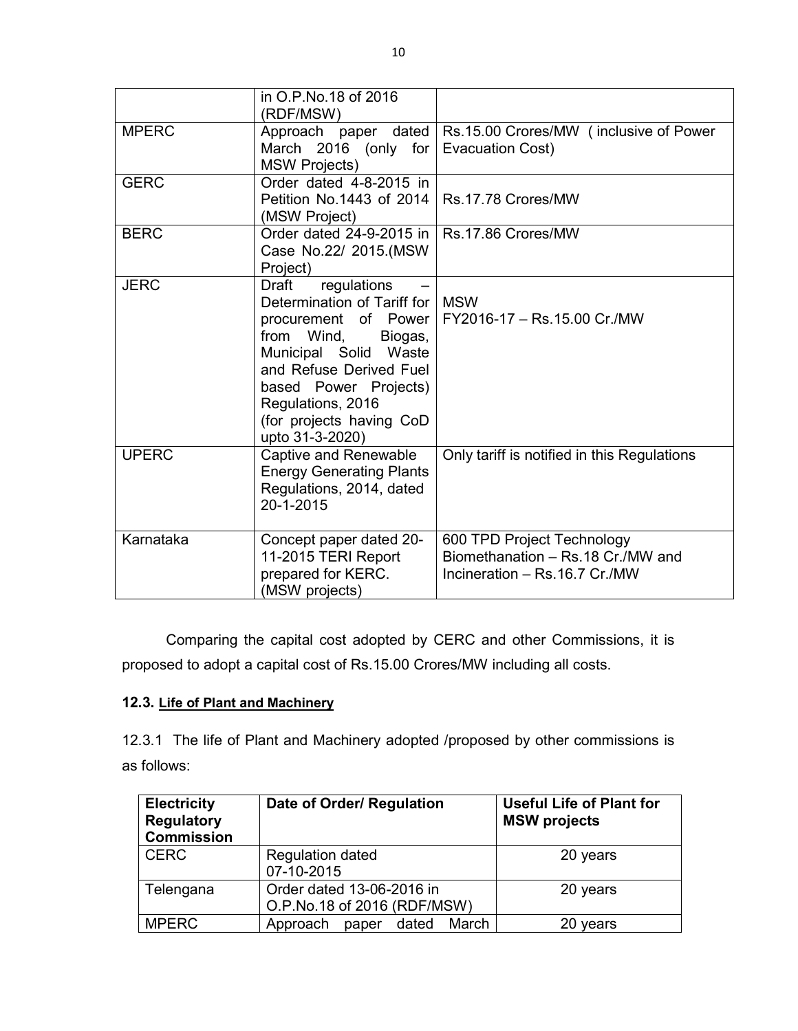| | in O.P.No.18 of 2016 (RDF/MSW) | |
|---|---|---|
| MPERC | Approach paper dated March 2016 (only for MSW Projects) | Rs.15.00 Crores/MW ( inclusive of Power Evacuation Cost) |
| GERC | Order dated 4-8-2015 in Petition No.1443 of 2014 (MSW Project) | Rs.17.78 Crores/MW |
| BERC | Order dated 24-9-2015 in Case No.22/ 2015.(MSW Project) | Rs.17.86 Crores/MW |
| JERC | Draft regulations – Determination of Tariff for procurement of Power from Wind, Biogas, Municipal Solid Waste and Refuse Derived Fuel based Power Projects) Regulations, 2016 (for projects having CoD upto 31-3-2020) | MSW<br>FY2016-17 – Rs.15.00 Cr./MW |
| UPERC | Captive and Renewable Energy Generating Plants Regulations, 2014, dated 20-1-2015 | Only tariff is notified in this Regulations |
| Karnataka | Concept paper dated 20-11-2015 TERI Report prepared for KERC. (MSW projects) | 600 TPD Project Technology<br>Biomethanation – Rs.18 Cr./MW and<br>Incineration – Rs.16.7 Cr./MW |

Comparing the capital cost adopted by CERC and other Commissions, it is proposed to adopt a capital cost of Rs.15.00 Crores/MW including all costs.

### 12.3. Life of Plant and Machinery

12.3.1 The life of Plant and Machinery adopted /proposed by other commissions is as follows:

| Electricity Regulatory Commission | Date of Order/ Regulation | Useful Life of Plant for MSW projects |
|---|---|---|
| CERC | Regulation dated 07-10-2015 | 20 years |
| Telengana | Order dated 13-06-2016 in O.P.No.18 of 2016 (RDF/MSW) | 20 years |
| MPERC | Approach paper dated March | 20 years |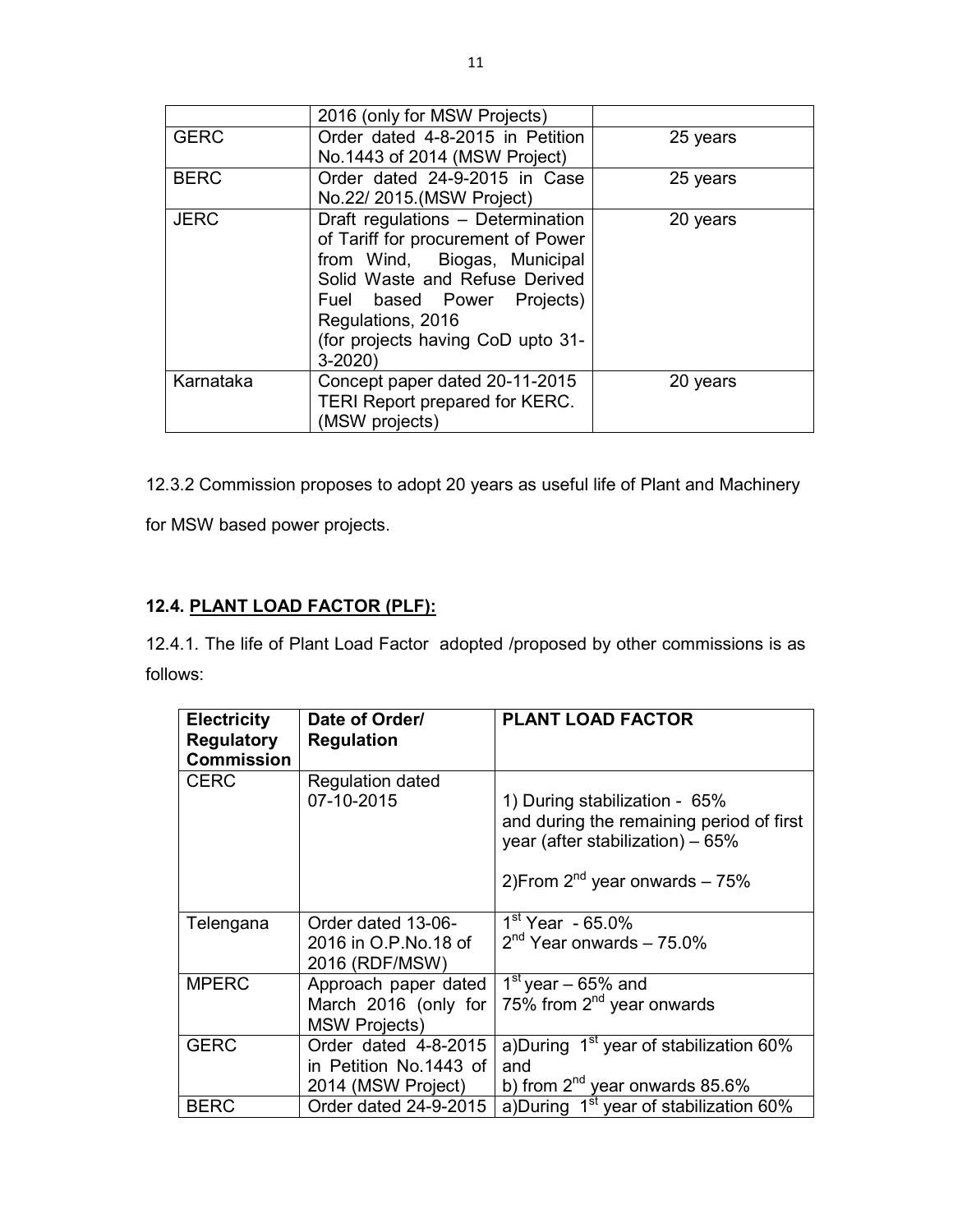| | 2016 (only for MSW Projects) | |
|---|---|---|
| GERC | Order dated 4-8-2015 in Petition No.1443 of 2014 (MSW Project) | 25 years |
| BERC | Order dated 24-9-2015 in Case No.22/ 2015.(MSW Project) | 25 years |
| JERC | Draft regulations – Determination of Tariff for procurement of Power from Wind, Biogas, Municipal Solid Waste and Refuse Derived Fuel based Power Projects) Regulations, 2016 (for projects having CoD upto 31-3-2020) | 20 years |
| Karnataka | Concept paper dated 20-11-2015 TERI Report prepared for KERC. (MSW projects) | 20 years |

12.3.2 Commission proposes to adopt 20 years as useful life of Plant and Machinery for MSW based power projects.

### 12.4. <u>PLANT LOAD FACTOR (PLF):</u>

12.4.1. The life of Plant Load Factor adopted /proposed by other commissions is as follows:

| Electricity Regulatory Commission | Date of Order/ Regulation | PLANT LOAD FACTOR |
|---|---|---|
| CERC | Regulation dated 07-10-2015 | 1) During stabilization - 65% and during the remaining period of first year (after stabilization) – 65%<br><br>2)From 2nd year onwards – 75% |
| Telengana | Order dated 13-06-2016 in O.P.No.18 of 2016 (RDF/MSW) | 1st Year - 65.0%<br>2nd Year onwards – 75.0% |
| MPERC | Approach paper dated March 2016 (only for MSW Projects) | 1st year – 65% and 75% from 2nd year onwards |
| GERC | Order dated 4-8-2015 in Petition No.1443 of 2014 (MSW Project) | a)During 1st year of stabilization 60% and<br>b) from 2nd year onwards 85.6% |
| BERC | Order dated 24-9-2015 | a)During 1st year of stabilization 60% |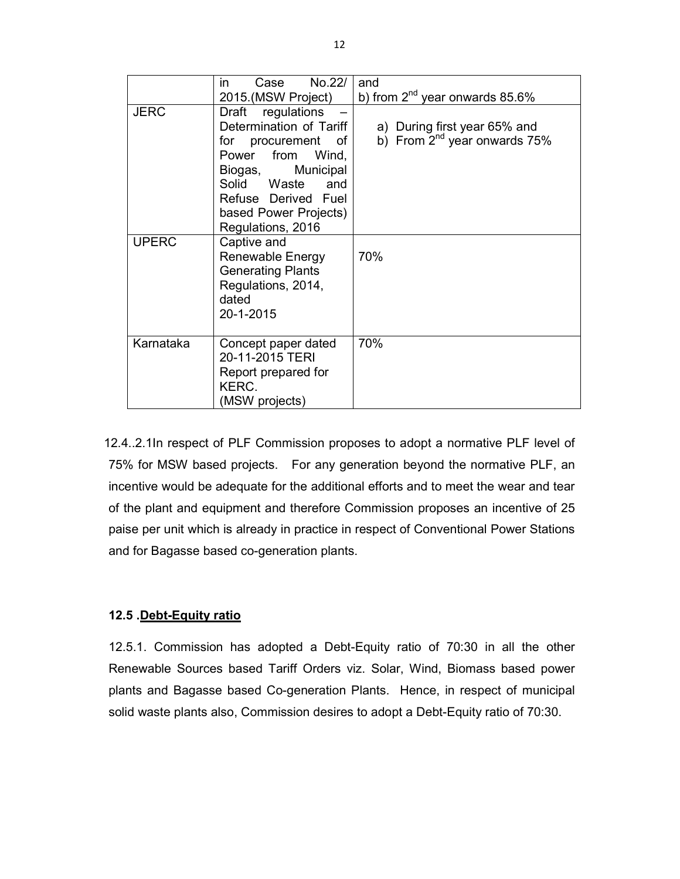| | in Case No.22/ 2015.(MSW Project) | and<br>b) from 2nd year onwards 85.6% |
|---|---|---|
| JERC | Draft regulations – Determination of Tariff for procurement of Power from Wind, Biogas, Municipal Solid Waste and Refuse Derived Fuel based Power Projects) Regulations, 2016 | a) During first year 65% and<br>b) From 2nd year onwards 75% |
| UPERC | Captive and Renewable Energy Generating Plants Regulations, 2014, dated 20-1-2015 | 70% |
| Karnataka | Concept paper dated 20-11-2015 TERI Report prepared for KERC. (MSW projects) | 70% |

12.4..2.1In respect of PLF Commission proposes to adopt a normative PLF level of 75% for MSW based projects. For any generation beyond the normative PLF, an incentive would be adequate for the additional efforts and to meet the wear and tear of the plant and equipment and therefore Commission proposes an incentive of 25 paise per unit which is already in practice in respect of Conventional Power Stations and for Bagasse based co-generation plants.

### 12.5 .Debt-Equity ratio

12.5.1. Commission has adopted a Debt-Equity ratio of 70:30 in all the other Renewable Sources based Tariff Orders viz. Solar, Wind, Biomass based power plants and Bagasse based Co-generation Plants. Hence, in respect of municipal solid waste plants also, Commission desires to adopt a Debt-Equity ratio of 70:30.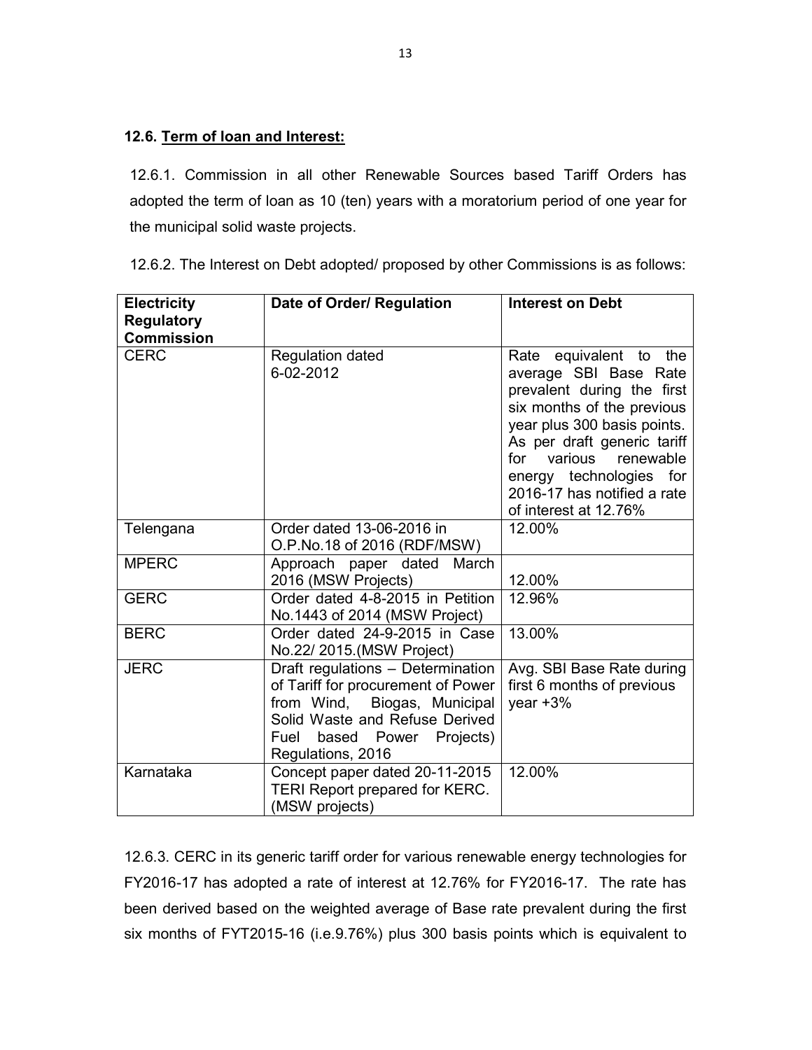### 12.6. **Term of loan and Interest:**

12.6.1. Commission in all other Renewable Sources based Tariff Orders has adopted the term of loan as 10 (ten) years with a moratorium period of one year for the municipal solid waste projects.

12.6.2. The Interest on Debt adopted/ proposed by other Commissions is as follows:

| Electricity Regulatory Commission | Date of Order/ Regulation | Interest on Debt |
|---|---|---|
| CERC | Regulation dated 6-02-2012 | Rate equivalent to the average SBI Base Rate prevalent during the first six months of the previous year plus 300 basis points. As per draft generic tariff for various renewable energy technologies for 2016-17 has notified a rate of interest at 12.76% |
| Telengana | Order dated 13-06-2016 in O.P.No.18 of 2016 (RDF/MSW) | 12.00% |
| MPERC | Approach paper dated March 2016 (MSW Projects) | 12.00% |
| GERC | Order dated 4-8-2015 in Petition No.1443 of 2014 (MSW Project) | 12.96% |
| BERC | Order dated 24-9-2015 in Case No.22/ 2015.(MSW Project) | 13.00% |
| JERC | Draft regulations – Determination of Tariff for procurement of Power from Wind, Biogas, Municipal Solid Waste and Refuse Derived Fuel based Power Projects) Regulations, 2016 | Avg. SBI Base Rate during first 6 months of previous year +3% |
| Karnataka | Concept paper dated 20-11-2015 TERI Report prepared for KERC. (MSW projects) | 12.00% |

12.6.3. CERC in its generic tariff order for various renewable energy technologies for FY2016-17 has adopted a rate of interest at 12.76% for FY2016-17. The rate has been derived based on the weighted average of Base rate prevalent during the first six months of FYT2015-16 (i.e.9.76%) plus 300 basis points which is equivalent to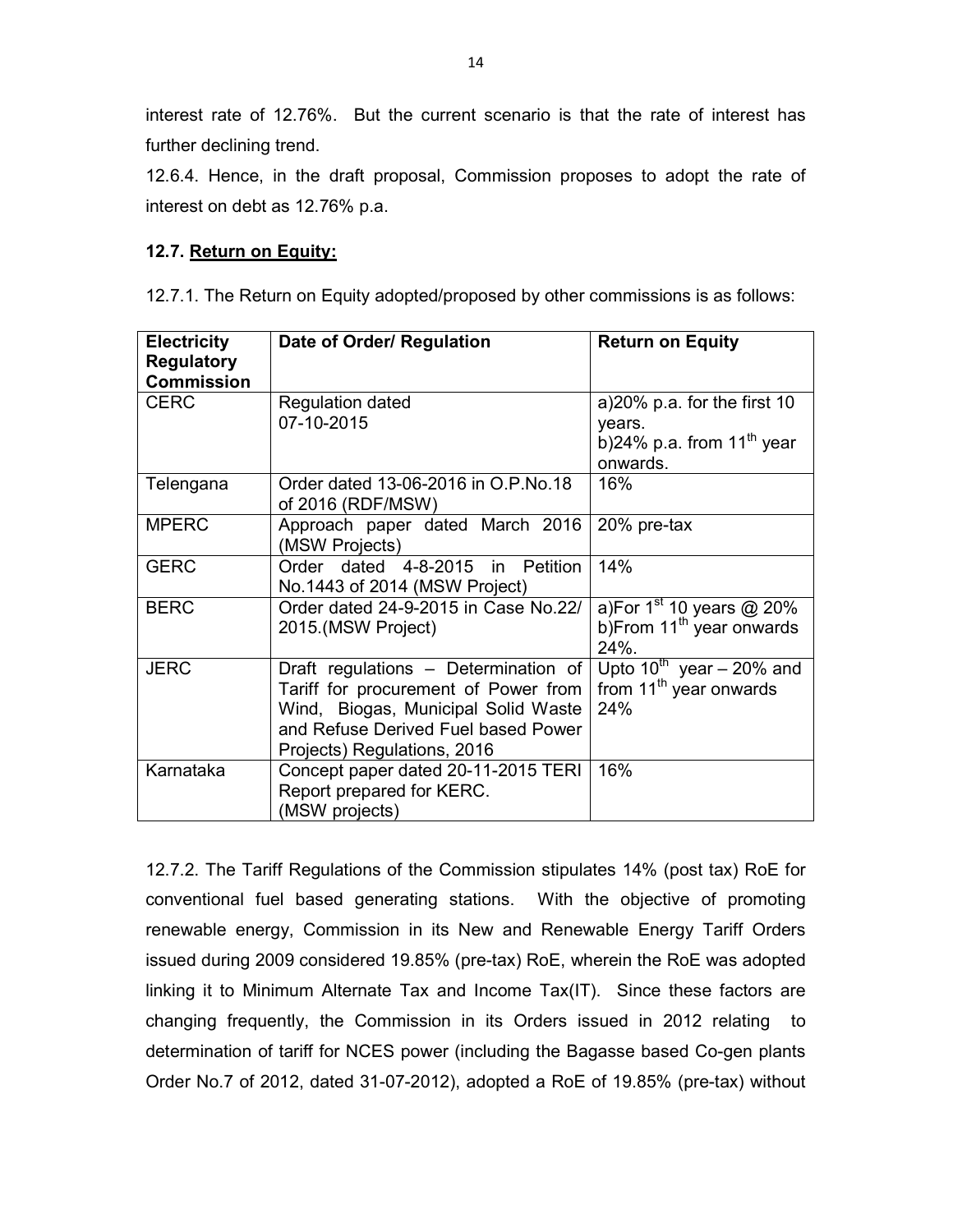interest rate of 12.76%. But the current scenario is that the rate of interest has further declining trend.

12.6.4. Hence, in the draft proposal, Commission proposes to adopt the rate of interest on debt as 12.76% p.a.

### 12.7. Return on Equity:

12.7.1. The Return on Equity adopted/proposed by other commissions is as follows:

| Electricity Regulatory Commission | Date of Order/ Regulation | Return on Equity |
|---|---|---|
| CERC | Regulation dated 07-10-2015 | a)20% p.a. for the first 10 years.<br>b)24% p.a. from 11th year onwards. |
| Telengana | Order dated 13-06-2016 in O.P.No.18 of 2016 (RDF/MSW) | 16% |
| MPERC | Approach paper dated March 2016 (MSW Projects) | 20% pre-tax |
| GERC | Order dated 4-8-2015 in Petition No.1443 of 2014 (MSW Project) | 14% |
| BERC | Order dated 24-9-2015 in Case No.22/ 2015.(MSW Project) | a)For 1st 10 years @ 20%<br>b)From 11th year onwards 24%. |
| JERC | Draft regulations – Determination of Tariff for procurement of Power from Wind, Biogas, Municipal Solid Waste and Refuse Derived Fuel based Power Projects) Regulations, 2016 | Upto 10th year – 20% and from 11th year onwards 24% |
| Karnataka | Concept paper dated 20-11-2015 TERI Report prepared for KERC. (MSW projects) | 16% |

12.7.2. The Tariff Regulations of the Commission stipulates 14% (post tax) RoE for conventional fuel based generating stations. With the objective of promoting renewable energy, Commission in its New and Renewable Energy Tariff Orders issued during 2009 considered 19.85% (pre-tax) RoE, wherein the RoE was adopted linking it to Minimum Alternate Tax and Income Tax(IT). Since these factors are changing frequently, the Commission in its Orders issued in 2012 relating to determination of tariff for NCES power (including the Bagasse based Co-gen plants Order No.7 of 2012, dated 31-07-2012), adopted a RoE of 19.85% (pre-tax) without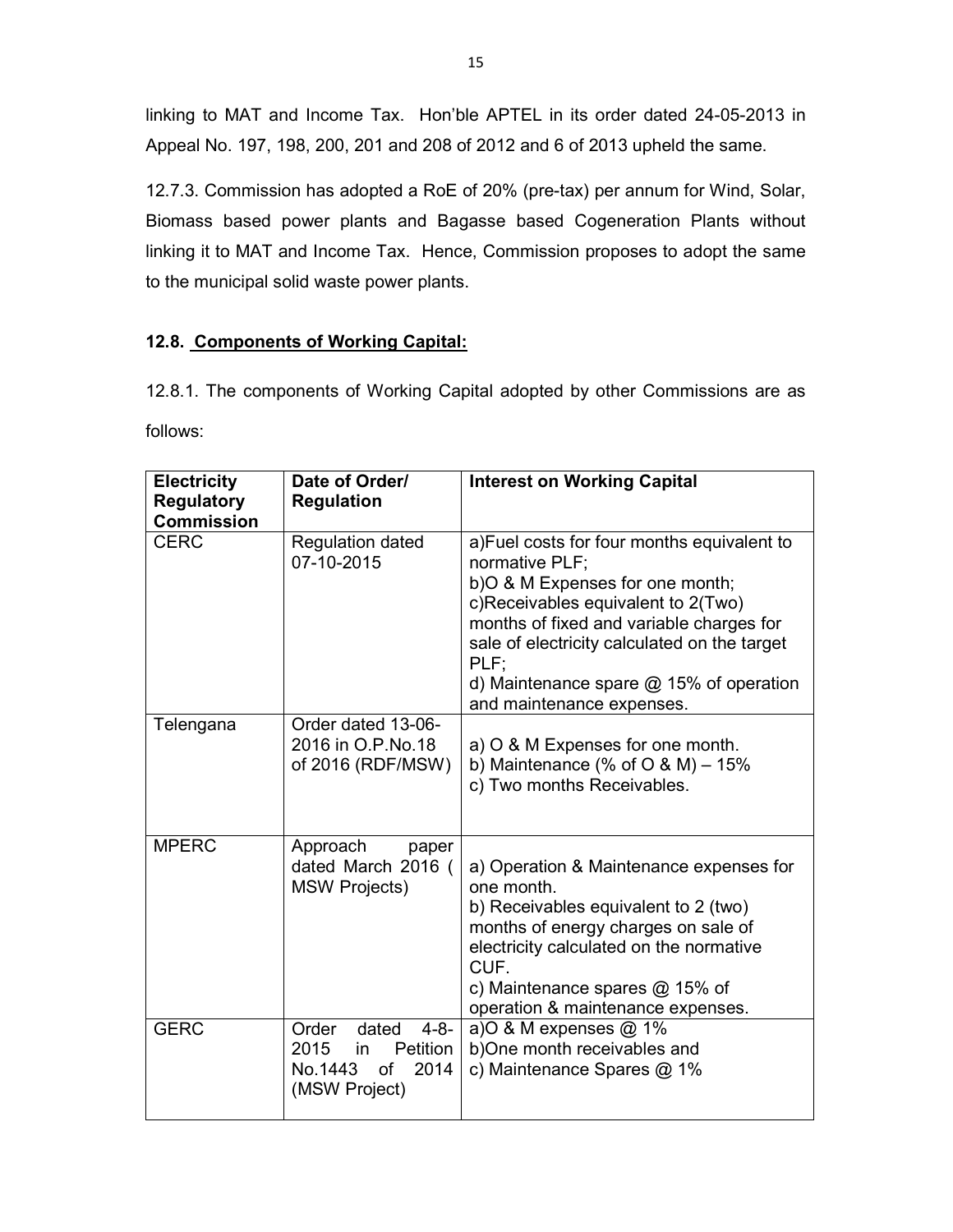linking to MAT and Income Tax. Hon'ble APTEL in its order dated 24-05-2013 in Appeal No. 197, 198, 200, 201 and 208 of 2012 and 6 of 2013 upheld the same.

12.7.3. Commission has adopted a RoE of 20% (pre-tax) per annum for Wind, Solar, Biomass based power plants and Bagasse based Cogeneration Plants without linking it to MAT and Income Tax. Hence, Commission proposes to adopt the same to the municipal solid waste power plants.

### 12.8. Components of Working Capital:

12.8.1. The components of Working Capital adopted by other Commissions are as follows:

| Electricity Regulatory Commission | Date of Order/ Regulation | Interest on Working Capital |
|---|---|---|
| CERC | Regulation dated 07-10-2015 | a)Fuel costs for four months equivalent to normative PLF;<br>b)O & M Expenses for one month;<br>c)Receivables equivalent to 2(Two) months of fixed and variable charges for sale of electricity calculated on the target PLF;<br>d) Maintenance spare @ 15% of operation and maintenance expenses. |
| Telengana | Order dated 13-06-2016 in O.P.No.18 of 2016 (RDF/MSW) | a) O & M Expenses for one month.<br>b) Maintenance (% of O & M) – 15%<br>c) Two months Receivables. |
| MPERC | Approach paper dated March 2016 ( MSW Projects) | a) Operation & Maintenance expenses for one month.<br>b) Receivables equivalent to 2 (two) months of energy charges on sale of electricity calculated on the normative CUF.<br>c) Maintenance spares @ 15% of operation & maintenance expenses. |
| GERC | Order dated 4-8-2015 in Petition No.1443 of 2014 (MSW Project) | a)O & M expenses @ 1%<br>b)One month receivables and<br>c) Maintenance Spares @ 1% |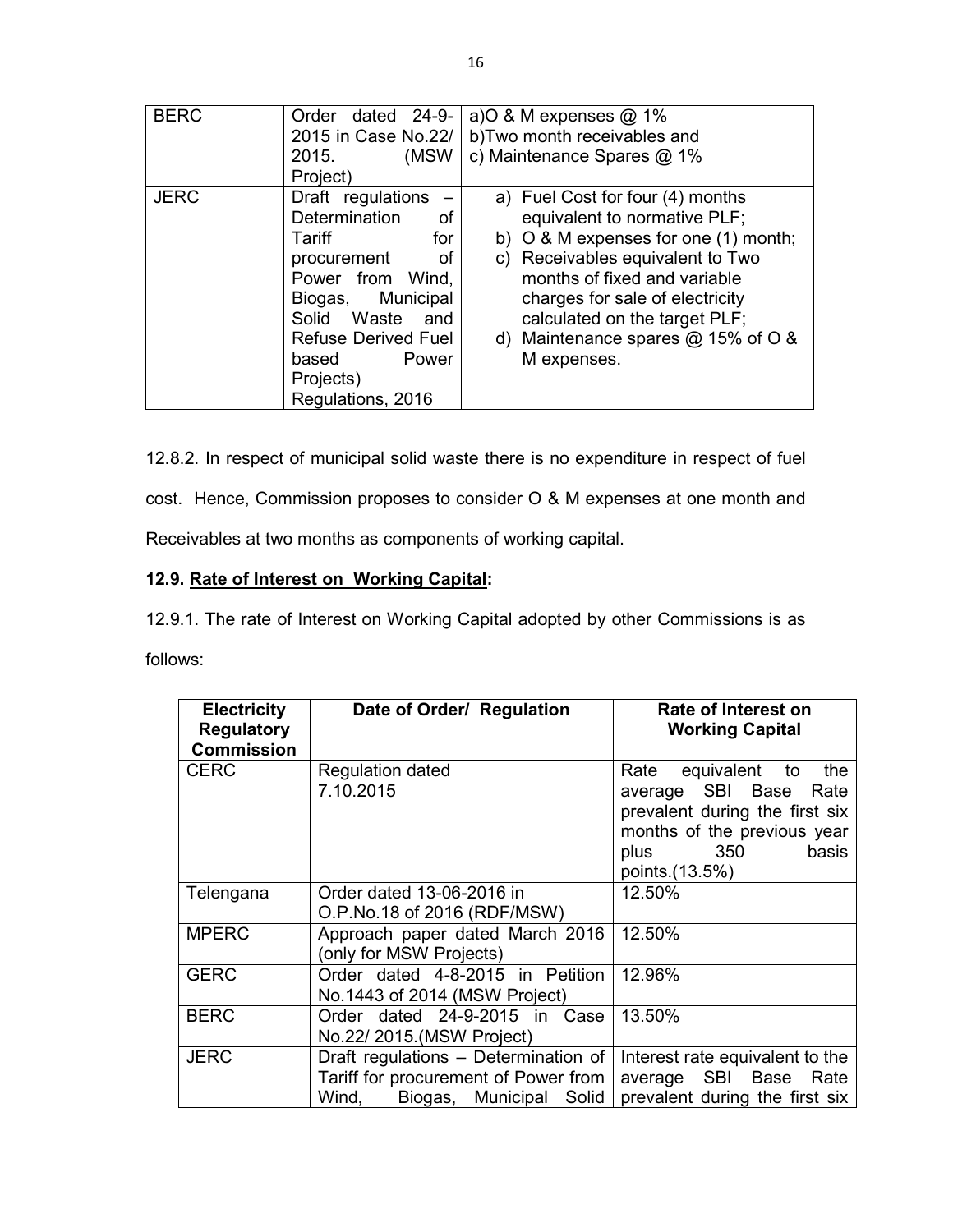| BERC | Order dated 24-9-2015 in Case No.22/ 2015. (MSW Project) | a)O & M expenses @ 1%<br>b)Two month receivables and<br>c) Maintenance Spares @ 1% |
|---|---|---|
| JERC | Draft regulations – Determination of Tariff for procurement of Power from Wind, Biogas, Municipal Solid Waste and Refuse Derived Fuel based Power Projects) Regulations, 2016 | a) Fuel Cost for four (4) months equivalent to normative PLF;<br>b) O & M expenses for one (1) month;<br>c) Receivables equivalent to Two months of fixed and variable charges for sale of electricity calculated on the target PLF;<br>d) Maintenance spares @ 15% of O & M expenses. |

12.8.2. In respect of municipal solid waste there is no expenditure in respect of fuel cost. Hence, Commission proposes to consider O & M expenses at one month and Receivables at two months as components of working capital.

**12.9. Rate of Interest on Working Capital:**

12.9.1. The rate of Interest on Working Capital adopted by other Commissions is as follows:

| Electricity Regulatory Commission | Date of Order/ Regulation | Rate of Interest on Working Capital |
|---|---|---|
| CERC | Regulation dated 7.10.2015 | Rate equivalent to the average SBI Base Rate prevalent during the first six months of the previous year plus 350 basis points.(13.5%) |
| Telengana | Order dated 13-06-2016 in O.P.No.18 of 2016 (RDF/MSW) | 12.50% |
| MPERC | Approach paper dated March 2016 (only for MSW Projects) | 12.50% |
| GERC | Order dated 4-8-2015 in Petition No.1443 of 2014 (MSW Project) | 12.96% |
| BERC | Order dated 24-9-2015 in Case No.22/ 2015.(MSW Project) | 13.50% |
| JERC | Draft regulations – Determination of Tariff for procurement of Power from Wind, Biogas, Municipal Solid | Interest rate equivalent to the average SBI Base Rate prevalent during the first six |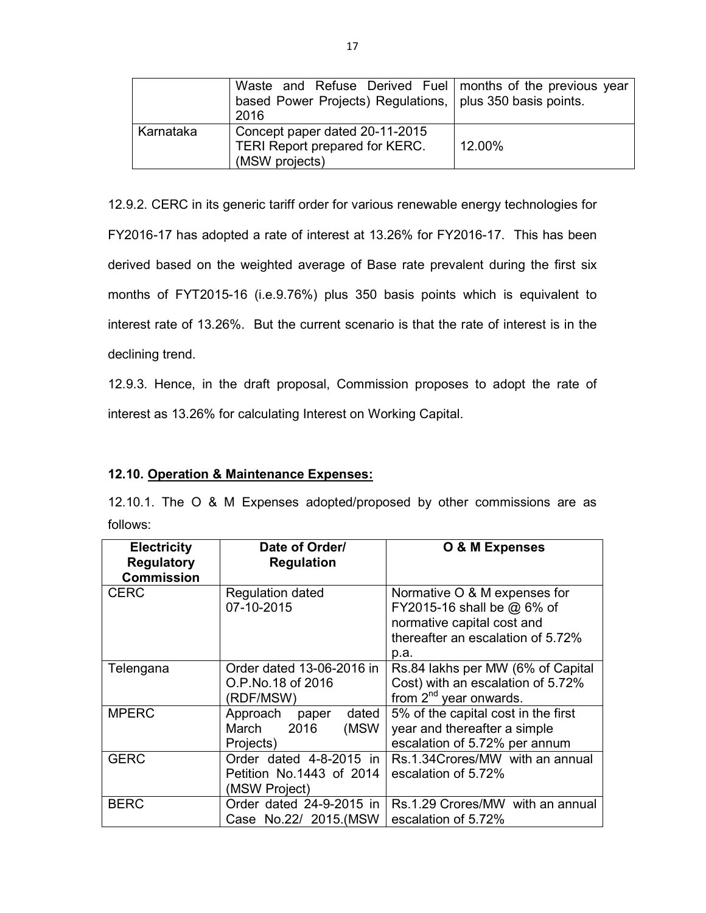|  | Waste and Refuse Derived Fuel based Power Projects) Regulations, 2016 | months of the previous year plus 350 basis points. |
|---|---|---|
| Karnataka | Concept paper dated 20-11-2015 TERI Report prepared for KERC. (MSW projects) | 12.00% |

12.9.2. CERC in its generic tariff order for various renewable energy technologies for FY2016-17 has adopted a rate of interest at 13.26% for FY2016-17. This has been derived based on the weighted average of Base rate prevalent during the first six months of FYT2015-16 (i.e.9.76%) plus 350 basis points which is equivalent to interest rate of 13.26%. But the current scenario is that the rate of interest is in the declining trend.

12.9.3. Hence, in the draft proposal, Commission proposes to adopt the rate of interest as 13.26% for calculating Interest on Working Capital.

**12.10. Operation & Maintenance Expenses:**

12.10.1. The O & M Expenses adopted/proposed by other commissions are as follows:

| Electricity Regulatory Commission | Date of Order/ Regulation | O & M Expenses |
|---|---|---|
| CERC | Regulation dated 07-10-2015 | Normative O & M expenses for FY2015-16 shall be @ 6% of normative capital cost and thereafter an escalation of 5.72% p.a. |
| Telengana | Order dated 13-06-2016 in O.P.No.18 of 2016 (RDF/MSW) | Rs.84 lakhs per MW (6% of Capital Cost) with an escalation of 5.72% from 2nd year onwards. |
| MPERC | Approach paper dated March 2016 (MSW Projects) | 5% of the capital cost in the first year and thereafter a simple escalation of 5.72% per annum |
| GERC | Order dated 4-8-2015 in Petition No.1443 of 2014 (MSW Project) | Rs.1.34Crores/MW with an annual escalation of 5.72% |
| BERC | Order dated 24-9-2015 in Case No.22/ 2015.(MSW | Rs.1.29 Crores/MW with an annual escalation of 5.72% |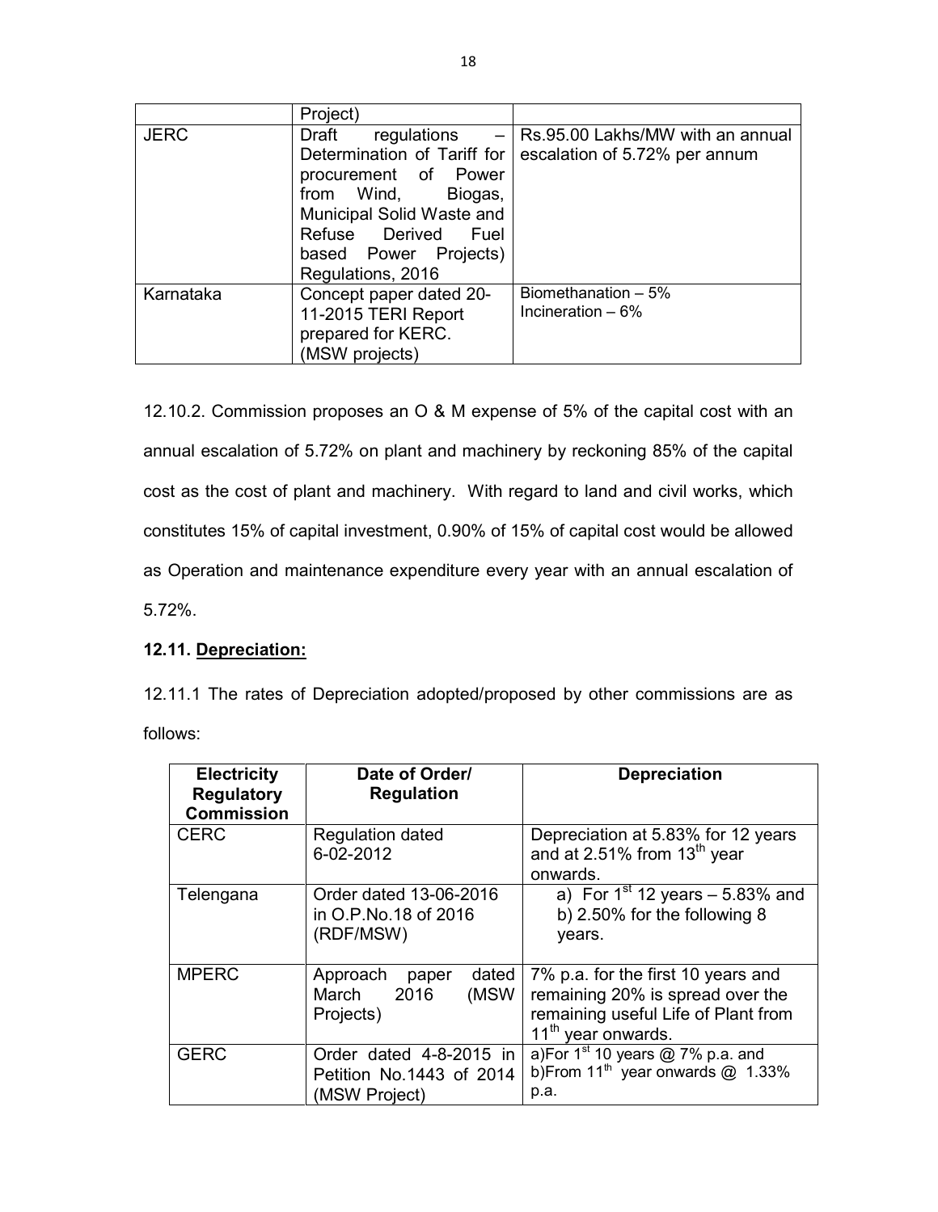|  | Project) |  |
|---|---|---|
| JERC | Draft regulations – Determination of Tariff for procurement of Power from Wind, Biogas, Municipal Solid Waste and Refuse Derived Fuel based Power Projects) Regulations, 2016 | Rs.95.00 Lakhs/MW with an annual escalation of 5.72% per annum |
| Karnataka | Concept paper dated 20-11-2015 TERI Report prepared for KERC. (MSW projects) | Biomethanation – 5%<br>Incineration – 6% |

12.10.2. Commission proposes an O & M expense of 5% of the capital cost with an annual escalation of 5.72% on plant and machinery by reckoning 85% of the capital cost as the cost of plant and machinery. With regard to land and civil works, which constitutes 15% of capital investment, 0.90% of 15% of capital cost would be allowed as Operation and maintenance expenditure every year with an annual escalation of 5.72%.

**12.11. <u>Depreciation:</u>**

12.11.1 The rates of Depreciation adopted/proposed by other commissions are as follows:

| Electricity Regulatory Commission | Date of Order/ Regulation | Depreciation |
|---|---|---|
| CERC | Regulation dated 6-02-2012 | Depreciation at 5.83% for 12 years and at 2.51% from 13th year onwards. |
| Telengana | Order dated 13-06-2016 in O.P.No.18 of 2016 (RDF/MSW) | a) For 1st 12 years – 5.83% and<br>b) 2.50% for the following 8 years. |
| MPERC | Approach paper dated March 2016 (MSW Projects) | 7% p.a. for the first 10 years and remaining 20% is spread over the remaining useful Life of Plant from 11th year onwards. |
| GERC | Order dated 4-8-2015 in Petition No.1443 of 2014 (MSW Project) | a)For 1st 10 years @ 7% p.a. and<br>b)From 11th year onwards @ 1.33% p.a. |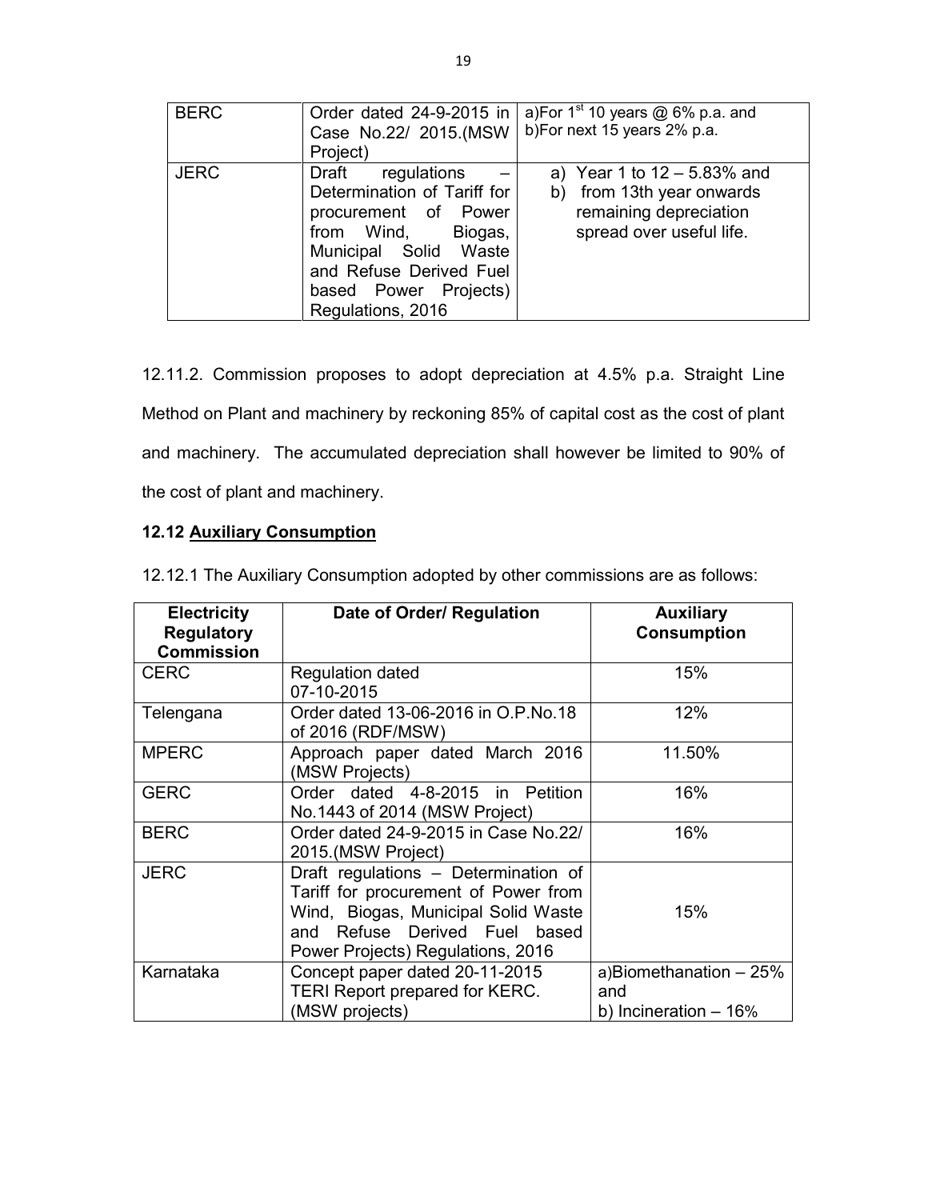| BERC | Order dated 24-9-2015 in Case No.22/ 2015.(MSW Project) | a)For 1st 10 years @ 6% p.a. and b)For next 15 years 2% p.a. |
|---|---|---|
| JERC | Draft regulations – Determination of Tariff for procurement of Power from Wind, Biogas, Municipal Solid Waste and Refuse Derived Fuel based Power Projects) Regulations, 2016 | a) Year 1 to 12 – 5.83% and b) from 13th year onwards remaining depreciation spread over useful life. |

12.11.2. Commission proposes to adopt depreciation at 4.5% p.a. Straight Line Method on Plant and machinery by reckoning 85% of capital cost as the cost of plant and machinery. The accumulated depreciation shall however be limited to 90% of the cost of plant and machinery.

### 12.12 Auxiliary Consumption

12.12.1 The Auxiliary Consumption adopted by other commissions are as follows:

| Electricity Regulatory Commission | Date of Order/ Regulation | Auxiliary Consumption |
|---|---|---|
| CERC | Regulation dated 07-10-2015 | 15% |
| Telengana | Order dated 13-06-2016 in O.P.No.18 of 2016 (RDF/MSW) | 12% |
| MPERC | Approach paper dated March 2016 (MSW Projects) | 11.50% |
| GERC | Order dated 4-8-2015 in Petition No.1443 of 2014 (MSW Project) | 16% |
| BERC | Order dated 24-9-2015 in Case No.22/ 2015.(MSW Project) | 16% |
| JERC | Draft regulations – Determination of Tariff for procurement of Power from Wind, Biogas, Municipal Solid Waste and Refuse Derived Fuel based Power Projects) Regulations, 2016 | 15% |
| Karnataka | Concept paper dated 20-11-2015 TERI Report prepared for KERC. (MSW projects) | a)Biomethanation – 25% and b) Incineration – 16% |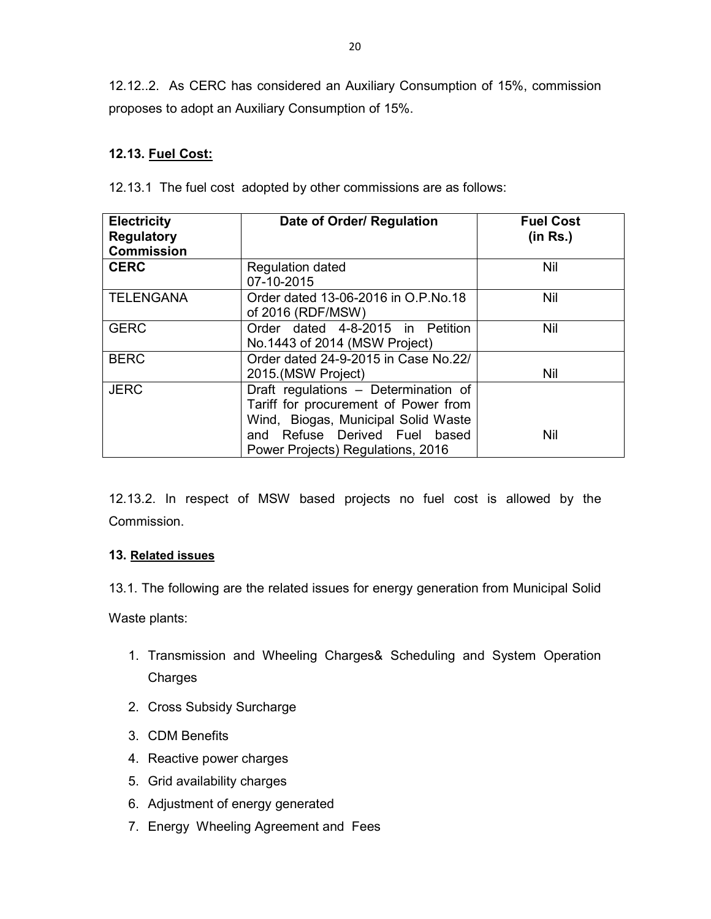12.12..2. As CERC has considered an Auxiliary Consumption of 15%, commission proposes to adopt an Auxiliary Consumption of 15%.

### 12.13. Fuel Cost:

12.13.1 The fuel cost adopted by other commissions are as follows:

| Electricity Regulatory Commission | Date of Order/ Regulation | Fuel Cost (in Rs.) |
|---|---|---|
| **CERC** | Regulation dated 07-10-2015 | Nil |
| TELENGANA | Order dated 13-06-2016 in O.P.No.18 of 2016 (RDF/MSW) | Nil |
| GERC | Order dated 4-8-2015 in Petition No.1443 of 2014 (MSW Project) | Nil |
| BERC | Order dated 24-9-2015 in Case No.22/ 2015.(MSW Project) | Nil |
| JERC | Draft regulations – Determination of Tariff for procurement of Power from Wind, Biogas, Municipal Solid Waste and Refuse Derived Fuel based Power Projects) Regulations, 2016 | Nil |

12.13.2. In respect of MSW based projects no fuel cost is allowed by the Commission.

### 13. Related issues

13.1. The following are the related issues for energy generation from Municipal Solid Waste plants:

1. Transmission and Wheeling Charges& Scheduling and System Operation Charges
2. Cross Subsidy Surcharge
3. CDM Benefits
4. Reactive power charges
5. Grid availability charges
6. Adjustment of energy generated
7. Energy Wheeling Agreement and Fees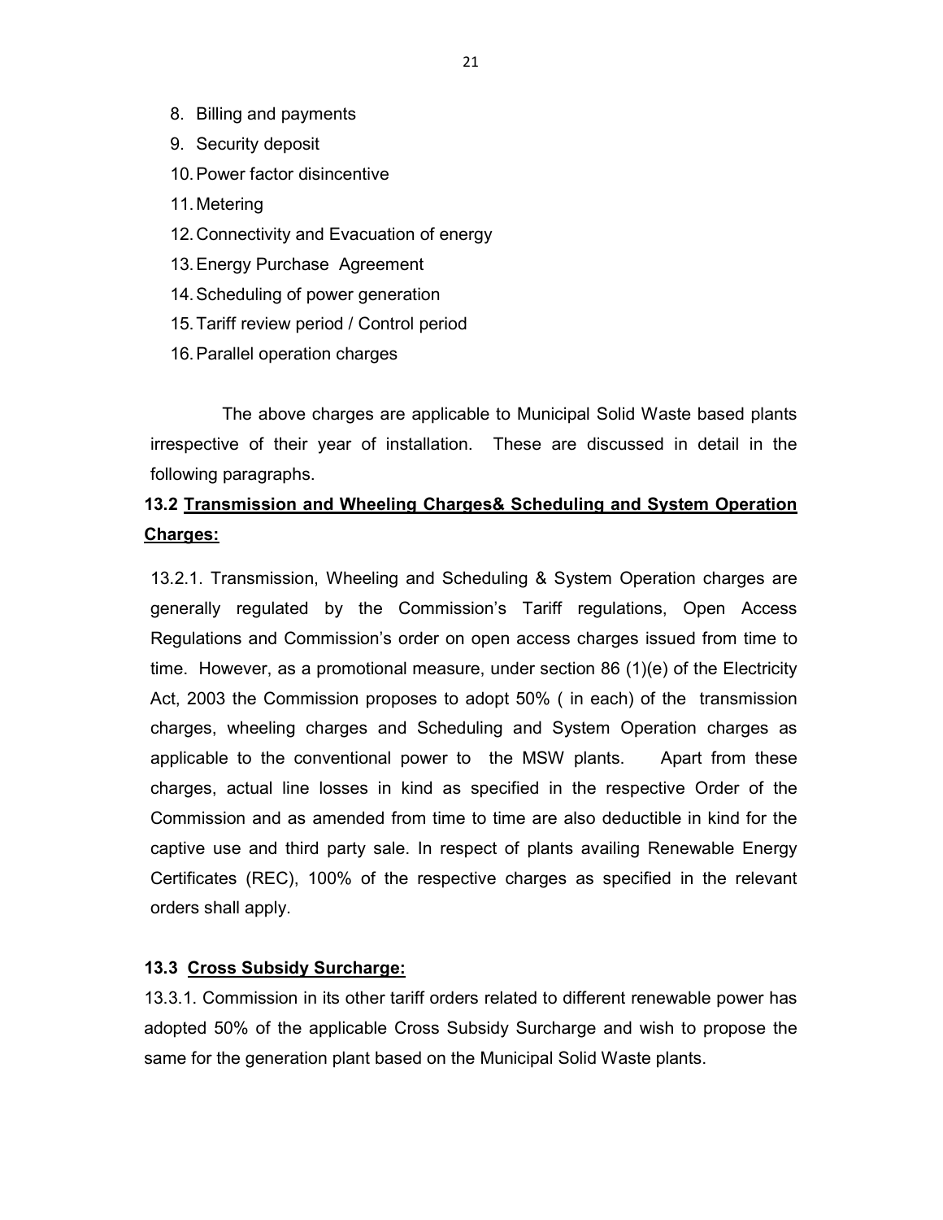8. Billing and payments
9. Security deposit
10. Power factor disincentive
11. Metering
12. Connectivity and Evacuation of energy
13. Energy Purchase Agreement
14. Scheduling of power generation
15. Tariff review period / Control period
16. Parallel operation charges

The above charges are applicable to Municipal Solid Waste based plants irrespective of their year of installation. These are discussed in detail in the following paragraphs.

**13.2 <u>Transmission and Wheeling Charges& Scheduling and System Operation Charges:</u>**

13.2.1. Transmission, Wheeling and Scheduling & System Operation charges are generally regulated by the Commission's Tariff regulations, Open Access Regulations and Commission's order on open access charges issued from time to time. However, as a promotional measure, under section 86 (1)(e) of the Electricity Act, 2003 the Commission proposes to adopt 50% ( in each) of the transmission charges, wheeling charges and Scheduling and System Operation charges as applicable to the conventional power to the MSW plants. Apart from these charges, actual line losses in kind as specified in the respective Order of the Commission and as amended from time to time are also deductible in kind for the captive use and third party sale. In respect of plants availing Renewable Energy Certificates (REC), 100% of the respective charges as specified in the relevant orders shall apply.

**13.3 <u>Cross Subsidy Surcharge:</u>**

13.3.1. Commission in its other tariff orders related to different renewable power has adopted 50% of the applicable Cross Subsidy Surcharge and wish to propose the same for the generation plant based on the Municipal Solid Waste plants.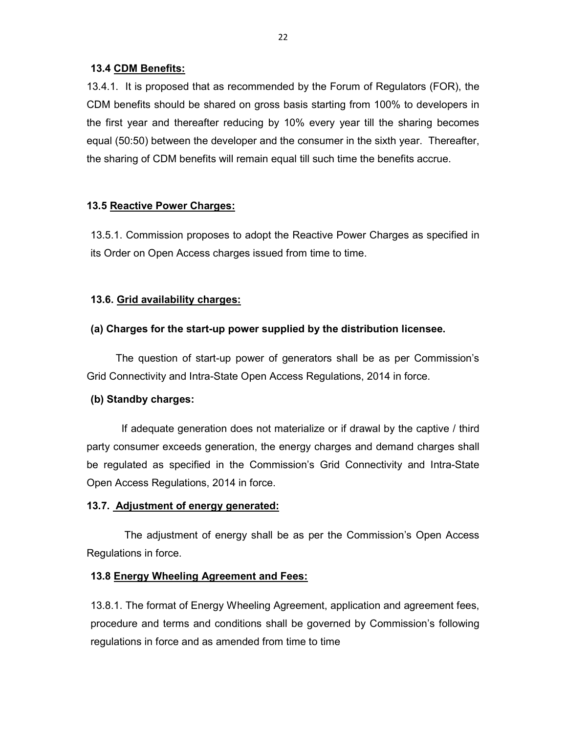### 13.4 <u>CDM Benefits:</u>

13.4.1. It is proposed that as recommended by the Forum of Regulators (FOR), the CDM benefits should be shared on gross basis starting from 100% to developers in the first year and thereafter reducing by 10% every year till the sharing becomes equal (50:50) between the developer and the consumer in the sixth year. Thereafter, the sharing of CDM benefits will remain equal till such time the benefits accrue.

### 13.5 <u>Reactive Power Charges:</u>

13.5.1. Commission proposes to adopt the Reactive Power Charges as specified in its Order on Open Access charges issued from time to time.

### 13.6. <u>Grid availability charges:</u>

**(a) Charges for the start-up power supplied by the distribution licensee.**

The question of start-up power of generators shall be as per Commission's Grid Connectivity and Intra-State Open Access Regulations, 2014 in force.

**(b) Standby charges:**

If adequate generation does not materialize or if drawal by the captive / third party consumer exceeds generation, the energy charges and demand charges shall be regulated as specified in the Commission's Grid Connectivity and Intra-State Open Access Regulations, 2014 in force.

### 13.7. <u>Adjustment of energy generated:</u>

The adjustment of energy shall be as per the Commission's Open Access Regulations in force.

### 13.8 <u>Energy Wheeling Agreement and Fees:</u>

13.8.1. The format of Energy Wheeling Agreement, application and agreement fees, procedure and terms and conditions shall be governed by Commission's following regulations in force and as amended from time to time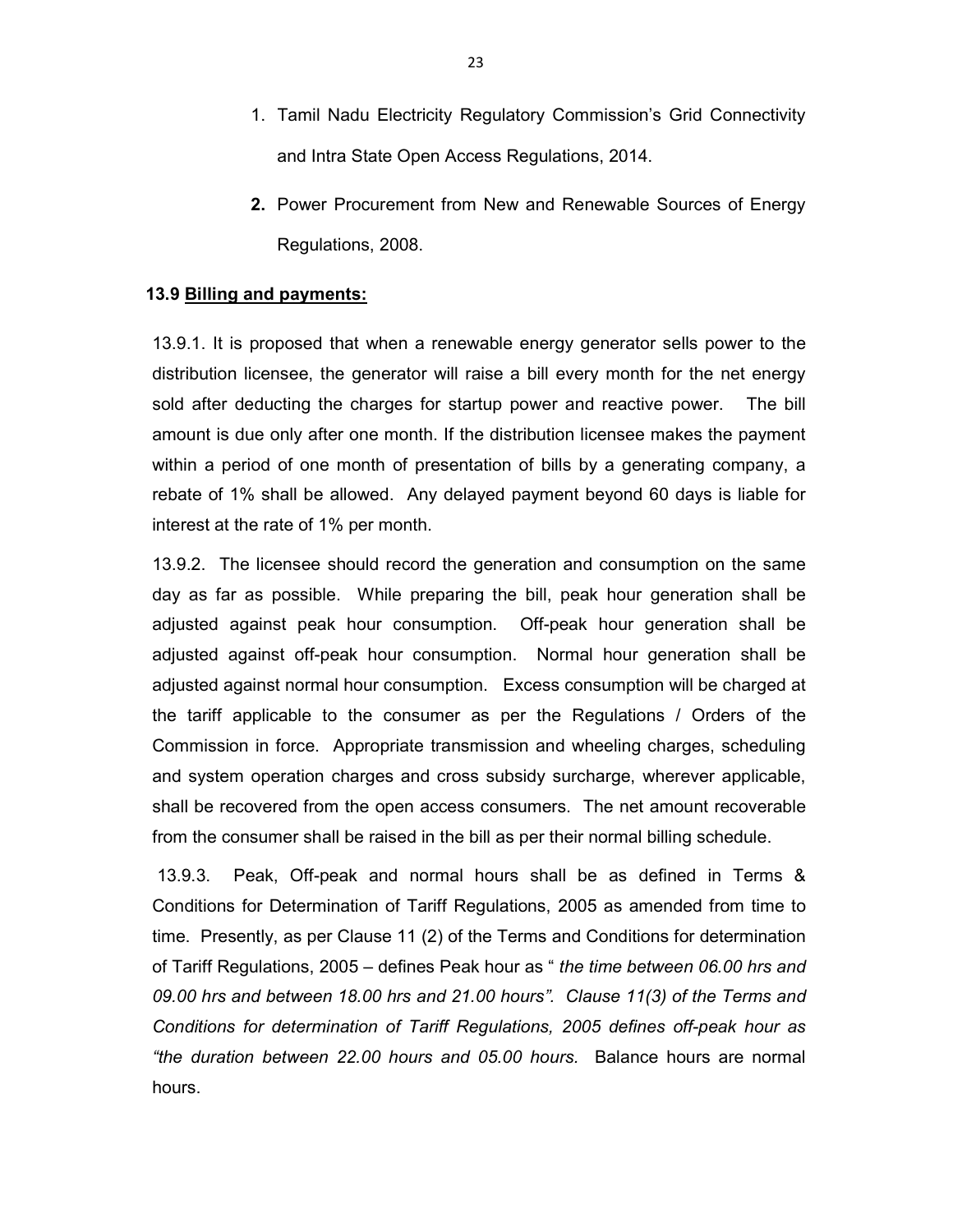1. Tamil Nadu Electricity Regulatory Commission's Grid Connectivity and Intra State Open Access Regulations, 2014.
2. Power Procurement from New and Renewable Sources of Energy Regulations, 2008.

**13.9 <u>Billing and payments:</u>**

13.9.1. It is proposed that when a renewable energy generator sells power to the distribution licensee, the generator will raise a bill every month for the net energy sold after deducting the charges for startup power and reactive power. The bill amount is due only after one month. If the distribution licensee makes the payment within a period of one month of presentation of bills by a generating company, a rebate of 1% shall be allowed. Any delayed payment beyond 60 days is liable for interest at the rate of 1% per month.

13.9.2. The licensee should record the generation and consumption on the same day as far as possible. While preparing the bill, peak hour generation shall be adjusted against peak hour consumption. Off-peak hour generation shall be adjusted against off-peak hour consumption. Normal hour generation shall be adjusted against normal hour consumption. Excess consumption will be charged at the tariff applicable to the consumer as per the Regulations / Orders of the Commission in force. Appropriate transmission and wheeling charges, scheduling and system operation charges and cross subsidy surcharge, wherever applicable, shall be recovered from the open access consumers. The net amount recoverable from the consumer shall be raised in the bill as per their normal billing schedule.

13.9.3. Peak, Off-peak and normal hours shall be as defined in Terms & Conditions for Determination of Tariff Regulations, 2005 as amended from time to time. Presently, as per Clause 11 (2) of the Terms and Conditions for determination of Tariff Regulations, 2005 – defines Peak hour as " *the time between 06.00 hrs and 09.00 hrs and between 18.00 hrs and 21.00 hours". Clause 11(3) of the Terms and Conditions for determination of Tariff Regulations, 2005 defines off-peak hour as "the duration between 22.00 hours and 05.00 hours.* Balance hours are normal hours.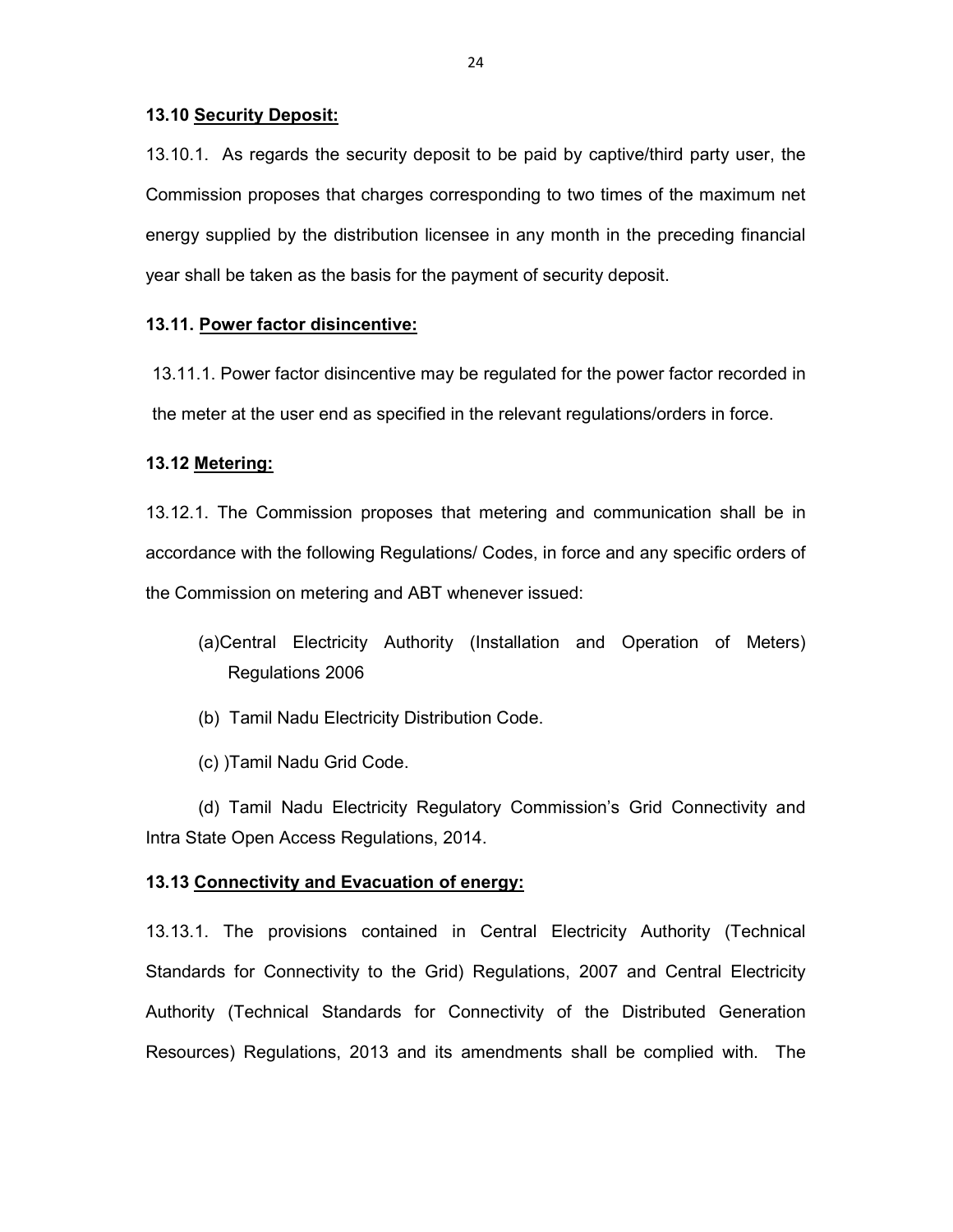**13.10 <u>Security Deposit:</u>**

13.10.1. As regards the security deposit to be paid by captive/third party user, the Commission proposes that charges corresponding to two times of the maximum net energy supplied by the distribution licensee in any month in the preceding financial year shall be taken as the basis for the payment of security deposit.

**13.11. <u>Power factor disincentive:</u>**

13.11.1. Power factor disincentive may be regulated for the power factor recorded in the meter at the user end as specified in the relevant regulations/orders in force.

**13.12 <u>Metering:</u>**

13.12.1. The Commission proposes that metering and communication shall be in accordance with the following Regulations/ Codes, in force and any specific orders of the Commission on metering and ABT whenever issued:

(a)Central Electricity Authority (Installation and Operation of Meters) Regulations 2006

(b) Tamil Nadu Electricity Distribution Code.

(c) )Tamil Nadu Grid Code.

(d) Tamil Nadu Electricity Regulatory Commission's Grid Connectivity and Intra State Open Access Regulations, 2014.

**13.13 <u>Connectivity and Evacuation of energy:</u>**

13.13.1. The provisions contained in Central Electricity Authority (Technical Standards for Connectivity to the Grid) Regulations, 2007 and Central Electricity Authority (Technical Standards for Connectivity of the Distributed Generation Resources) Regulations, 2013 and its amendments shall be complied with. The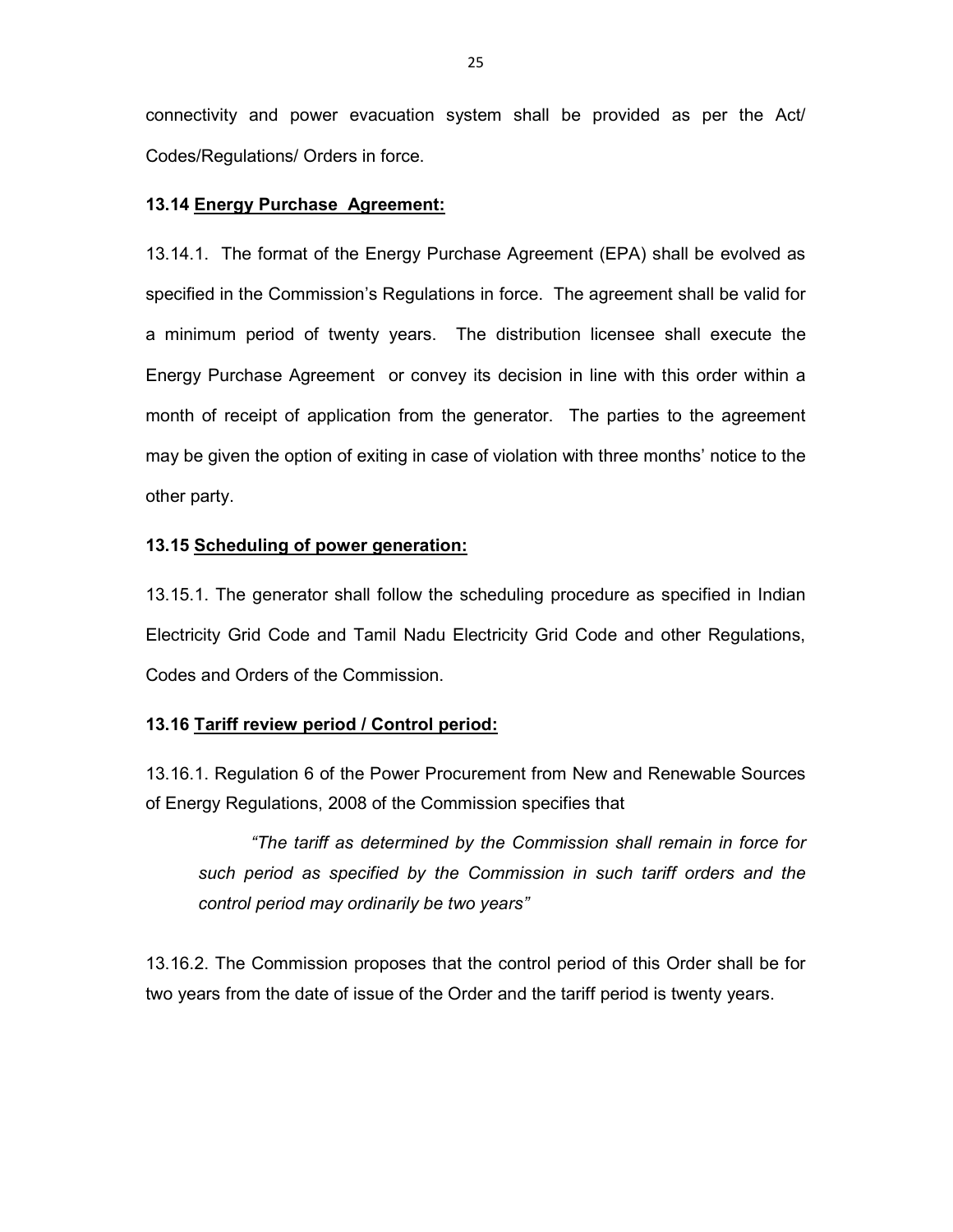connectivity and power evacuation system shall be provided as per the Act/ Codes/Regulations/ Orders in force.

### 13.14 <u>Energy Purchase Agreement:</u>

13.14.1. The format of the Energy Purchase Agreement (EPA) shall be evolved as specified in the Commission's Regulations in force. The agreement shall be valid for a minimum period of twenty years. The distribution licensee shall execute the Energy Purchase Agreement or convey its decision in line with this order within a month of receipt of application from the generator. The parties to the agreement may be given the option of exiting in case of violation with three months' notice to the other party.

### 13.15 <u>Scheduling of power generation:</u>

13.15.1. The generator shall follow the scheduling procedure as specified in Indian Electricity Grid Code and Tamil Nadu Electricity Grid Code and other Regulations, Codes and Orders of the Commission.

### 13.16 <u>Tariff review period / Control period:</u>

13.16.1. Regulation 6 of the Power Procurement from New and Renewable Sources of Energy Regulations, 2008 of the Commission specifies that

> *"The tariff as determined by the Commission shall remain in force for such period as specified by the Commission in such tariff orders and the control period may ordinarily be two years"*

13.16.2. The Commission proposes that the control period of this Order shall be for two years from the date of issue of the Order and the tariff period is twenty years.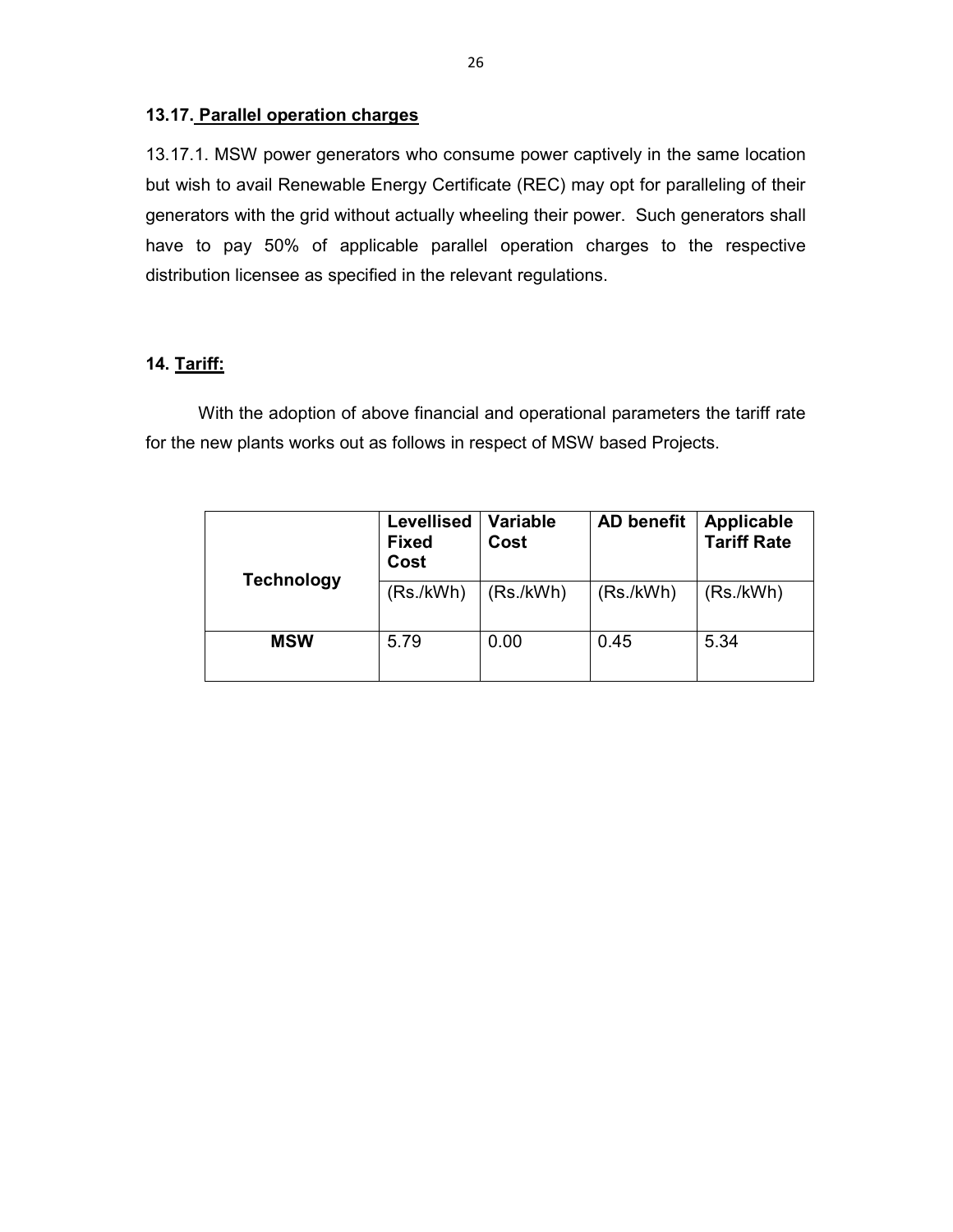### 13.17. Parallel operation charges

13.17.1. MSW power generators who consume power captively in the same location but wish to avail Renewable Energy Certificate (REC) may opt for paralleling of their generators with the grid without actually wheeling their power. Such generators shall have to pay 50% of applicable parallel operation charges to the respective distribution licensee as specified in the relevant regulations.

## 14. Tariff:

With the adoption of above financial and operational parameters the tariff rate for the new plants works out as follows in respect of MSW based Projects.

| Technology | Levellised Fixed Cost | Variable Cost | AD benefit | Applicable Tariff Rate |
|---|---|---|---|---|
| | (Rs./kWh) | (Rs./kWh) | (Rs./kWh) | (Rs./kWh) |
| **MSW** | 5.79 | 0.00 | 0.45 | 5.34 |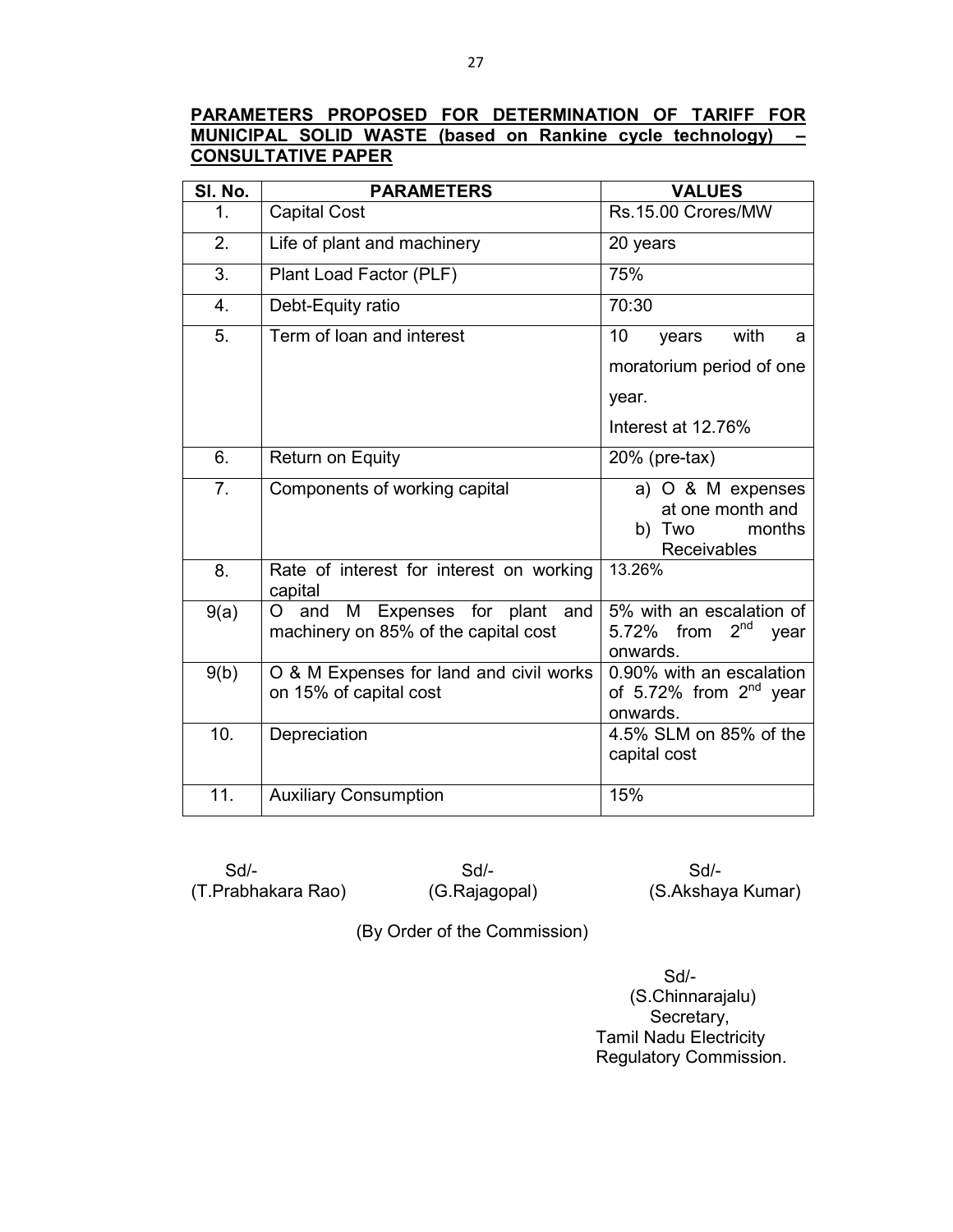**PARAMETERS PROPOSED FOR DETERMINATION OF TARIFF FOR MUNICIPAL SOLID WASTE (based on Rankine cycle technology) – CONSULTATIVE PAPER**

| Sl. No. | PARAMETERS | VALUES |
|---|---|---|
| 1. | Capital Cost | Rs.15.00 Crores/MW |
| 2. | Life of plant and machinery | 20 years |
| 3. | Plant Load Factor (PLF) | 75% |
| 4. | Debt-Equity ratio | 70:30 |
| 5. | Term of loan and interest | 10 years with a moratorium period of one year. Interest at 12.76% |
| 6. | Return on Equity | 20% (pre-tax) |
| 7. | Components of working capital | a) O & M expenses at one month and b) Two months Receivables |
| 8. | Rate of interest for interest on working capital | 13.26% |
| 9(a) | O and M Expenses for plant and machinery on 85% of the capital cost | 5% with an escalation of 5.72% from 2nd year onwards. |
| 9(b) | O & M Expenses for land and civil works on 15% of capital cost | 0.90% with an escalation of 5.72% from 2nd year onwards. |
| 10. | Depreciation | 4.5% SLM on 85% of the capital cost |
| 11. | Auxiliary Consumption | 15% |

Sd/- (T.Prabhakara Rao)

Sd/- (G.Rajagopal)

Sd/- (S.Akshaya Kumar)

(By Order of the Commission)

Sd/-
(S.Chinnarajalu)
Secretary,
Tamil Nadu Electricity
Regulatory Commission.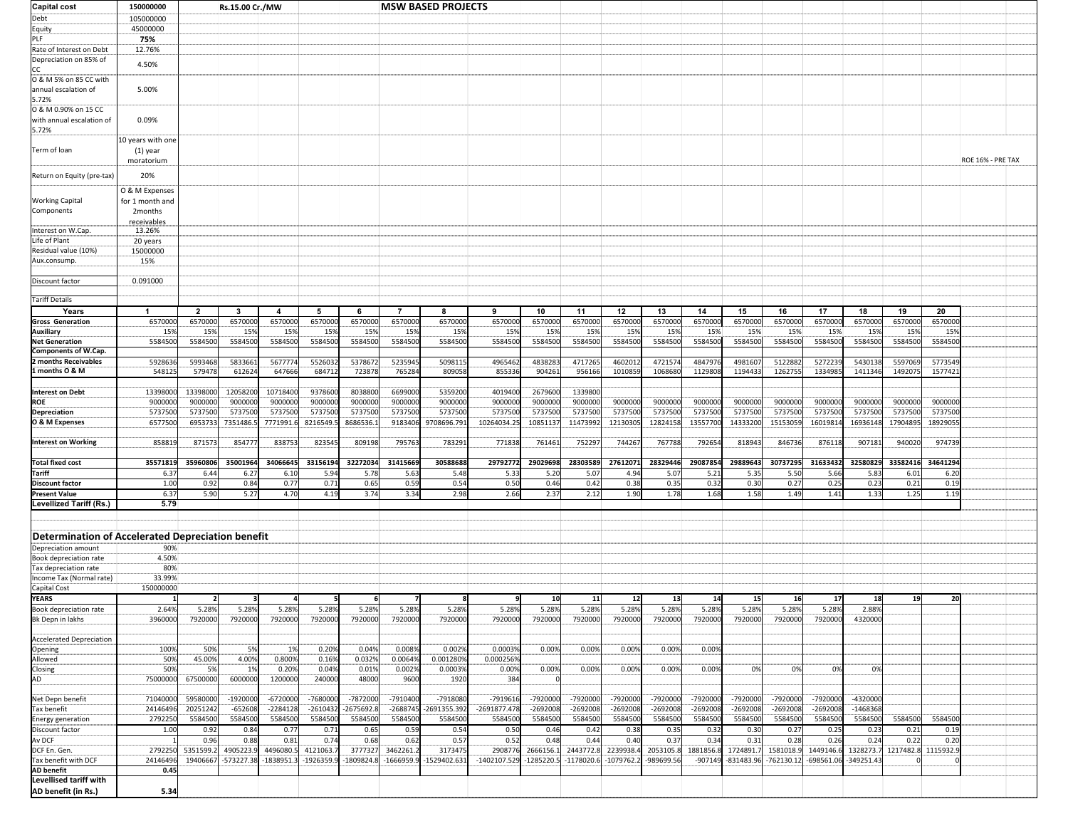## MSW BASED PROJECTS

| | | |
|---|---|---|
| Capital cost | 150000000 | Rs.15.00 Cr./MW |
| Debt | 105000000 | |
| Equity | 45000000 | |
| PLF | **75%** | |
| Rate of Interest on Debt | 12.76% | |
| Depreciation on 85% of CC | 4.50% | |
| O & M 5% on 85 CC with annual escalation of 5.72% | 5.00% | |
| O & M 0.90% on 15 CC with annual escalation of 5.72% | 0.09% | |
| Term of loan | 10 years with one (1) year moratorium | ROE 16% - PRE TAX |
| Return on Equity (pre-tax) | 20% | |
| Working Capital Components | O & M Expenses for 1 month and 2months receivables | |
| Interest on W.Cap. | 13.26% | |
| Life of Plant | 20 years | |
| Residual value (10%) | 15000000 | |
| Aux.consump. | 15% | |
| Discount factor | 0.091000 | |

Tariff Details

| Years | 1 | 2 | 3 | 4 | 5 | 6 | 7 | 8 | 9 | 10 | 11 | 12 | 13 | 14 | 15 | 16 | 17 | 18 | 19 | 20 |
|---|---|---|---|---|---|---|---|---|---|---|---|---|---|---|---|---|---|---|---|---|
| **Gross Generation** | 6570000 | 6570000 | 6570000 | 6570000 | 6570000 | 6570000 | 6570000 | 6570000 | 6570000 | 6570000 | 6570000 | 6570000 | 6570000 | 6570000 | 6570000 | 6570000 | 6570000 | 6570000 | 6570000 | 6570000 |
| **Auxiliary** | 15% | 15% | 15% | 15% | 15% | 15% | 15% | 15% | 15% | 15% | 15% | 15% | 15% | 15% | 15% | 15% | 15% | 15% | 15% | 15% |
| **Net Generation** | 5584500 | 5584500 | 5584500 | 5584500 | 5584500 | 5584500 | 5584500 | 5584500 | 5584500 | 5584500 | 5584500 | 5584500 | 5584500 | 5584500 | 5584500 | 5584500 | 5584500 | 5584500 | 5584500 | 5584500 |
| **Components of W.Cap.** | | | | | | | | | | | | | | | | | | | | |
| **2 months Receivables** | 5928636 | 5993468 | 5833661 | 5677774 | 5526032 | 5378672 | 5235945 | 5098115 | 4965462 | 4838283 | 4717265 | 4602012 | 4721574 | 4847976 | 4981607 | 5122882 | 5272239 | 5430138 | 5597069 | 5773549 |
| **1 months O & M** | 548125 | 579478 | 612624 | 647666 | 684712 | 723878 | 765284 | 809058 | 855336 | 904261 | 956166 | 1010859 | 1068680 | 1129808 | 1194433 | 1262755 | 1334985 | 1411346 | 1492075 | 1577421 |
| | | | | | | | | | | | | | | | | | | | | |
| **Interest on Debt** | 13398000 | 13398000 | 12058200 | 10718400 | 9378600 | 8038800 | 6699000 | 5359200 | 4019400 | 2679600 | 1339800 | | | | | | | | | |
| **ROE** | 9000000 | 9000000 | 9000000 | 9000000 | 9000000 | 9000000 | 9000000 | 9000000 | 9000000 | 9000000 | 9000000 | 9000000 | 9000000 | 9000000 | 9000000 | 9000000 | 9000000 | 9000000 | 9000000 | 9000000 |
| **Depreciation** | 5737500 | 5737500 | 5737500 | 5737500 | 5737500 | 5737500 | 5737500 | 5737500 | 5737500 | 5737500 | 5737500 | 5737500 | 5737500 | 5737500 | 5737500 | 5737500 | 5737500 | 5737500 | 5737500 | 5737500 |
| **O & M Expenses** | 6577500 | 6953733 | 7351486.5 | 7771991.6 | 8216549.5 | 8686536.1 | 9183406 | 9708696.791 | 10264034.25 | 10851137 | 11473992 | 12130305 | 12824158 | 13557700 | 14333200 | 15153059 | 16019814 | 16936148 | 17904895 | 18929055 |
| | | | | | | | | | | | | | | | | | | | | |
| **Interest on Working** | 858819 | 871573 | 854777 | 838753 | 823545 | 809198 | 795763 | 783291 | 771838 | 761461 | 752297 | 744267 | 767788 | 792654 | 818943 | 846736 | 876118 | 907181 | 940020 | 974739 |
| | | | | | | | | | | | | | | | | | | | | |
| **Total fixed cost** | 35571819 | 35960806 | 35001964 | 34066645 | 33156194 | 32272034 | 31415669 | 30588688 | 29792772 | 29029698 | 28303589 | 27612071 | 28329446 | 29087854 | 29889643 | 30737295 | 31633432 | 32580829 | 33582416 | 34641294 |
| **Tariff** | 6.37 | 6.44 | 6.27 | 6.10 | 5.94 | 5.78 | 5.63 | 5.48 | 5.33 | 5.20 | 5.07 | 4.94 | 5.07 | 5.21 | 5.35 | 5.50 | 5.66 | 5.83 | 6.01 | 6.20 |
| **Discount factor** | 1.00 | 0.92 | 0.84 | 0.77 | 0.71 | 0.65 | 0.59 | 0.54 | 0.50 | 0.46 | 0.42 | 0.38 | 0.35 | 0.32 | 0.30 | 0.27 | 0.25 | 0.23 | 0.21 | 0.19 |
| **Present Value** | 6.37 | 5.90 | 5.27 | 4.70 | 4.19 | 3.74 | 3.34 | 2.98 | 2.66 | 2.37 | 2.12 | 1.90 | 1.78 | 1.68 | 1.58 | 1.49 | 1.41 | 1.33 | 1.25 | 1.19 |
| **Levellized Tariff (Rs.)** | **5.79** | | | | | | | | | | | | | | | | | | | |

## Determination of Accelerated Depreciation benefit

| | |
|---|---|
| Depreciation amount | 90% |
| Book depreciation rate | 4.50% |
| Tax depreciation rate | 80% |
| Income Tax (Normal rate) | 33.99% |
| Capital Cost | 150000000 |

| **YEARS** | 1 | 2 | 3 | 4 | 5 | 6 | 7 | 8 | 9 | 10 | 11 | 12 | 13 | 14 | 15 | 16 | 17 | 18 | 19 | 20 |
|---|---|---|---|---|---|---|---|---|---|---|---|---|---|---|---|---|---|---|---|---|
| Book depreciation rate | 2.64% | 5.28% | 5.28% | 5.28% | 5.28% | 5.28% | 5.28% | 5.28% | 5.28% | 5.28% | 5.28% | 5.28% | 5.28% | 5.28% | 5.28% | 5.28% | 5.28% | 2.88% | | |
| Bk Depn in lakhs | 3960000 | 7920000 | 7920000 | 7920000 | 7920000 | 7920000 | 7920000 | 7920000 | 7920000 | 7920000 | 7920000 | 7920000 | 7920000 | 7920000 | 7920000 | 7920000 | 7920000 | 4320000 | | |
| | | | | | | | | | | | | | | | | | | | | |
| Accelerated Depreciation | | | | | | | | | | | | | | | | | | | | |
| Opening | 100% | 50% | 5% | 1% | 0.20% | 0.04% | 0.008% | 0.002% | 0.0003% | 0.00% | 0.00% | 0.00% | 0.00% | 0.00% | | | | | | |
| Allowed | 50% | 45.00% | 4.00% | 0.800% | 0.16% | 0.032% | 0.0064% | 0.001280% | 0.000256% | | | | | | | | | | | |
| Closing | 50% | 5% | 1% | 0.20% | 0.04% | 0.01% | 0.002% | 0.0003% | 0.00% | 0.00% | 0.00% | 0.00% | 0.00% | 0.00% | 0% | 0% | 0% | 0% | | |
| AD | 75000000 | 67500000 | 6000000 | 1200000 | 240000 | 48000 | 9600 | 1920 | 384 | 0 | | | | | | | | | | |
| | | | | | | | | | | | | | | | | | | | | |
| Net Depn benefit | 71040000 | 59580000 | -1920000 | -6720000 | -7680000 | -7872000 | -7910400 | -7918080 | -7919616 | -7920000 | -7920000 | -7920000 | -7920000 | -7920000 | -7920000 | -7920000 | -7920000 | -4320000 | | |
| Tax benefit | 24146496 | 20251242 | -652608 | -2284128 | -2610432 | -2675692.8 | -2688745 | -2691355.392 | -2691877.478 | -2692008 | -2692008 | -2692008 | -2692008 | -2692008 | -2692008 | -2692008 | -2692008 | -1468368 | | |
| Energy generation | 2792250 | 5584500 | 5584500 | 5584500 | 5584500 | 5584500 | 5584500 | 5584500 | 5584500 | 5584500 | 5584500 | 5584500 | 5584500 | 5584500 | 5584500 | 5584500 | 5584500 | 5584500 | 5584500 | 5584500 |
| Discount factor | 1.00 | 0.92 | 0.84 | 0.77 | 0.71 | 0.65 | 0.59 | 0.54 | 0.50 | 0.46 | 0.42 | 0.38 | 0.35 | 0.32 | 0.30 | 0.27 | 0.25 | 0.23 | 0.21 | 0.19 |
| Av DCF | 1 | 0.96 | 0.88 | 0.81 | 0.74 | 0.68 | 0.62 | 0.57 | 0.52 | 0.48 | 0.44 | 0.40 | 0.37 | 0.34 | 0.31 | 0.28 | 0.26 | 0.24 | 0.22 | 0.20 |
| DCF En. Gen. | 2792250 | 5351599.2 | 4905223.9 | 4496080.5 | 4121063.7 | 3777327 | 3462261.2 | 3173475 | 2908776 | 2666156.1 | 2443772.8 | 2239938.4 | 2053105.8 | 1881856.8 | 1724891.7 | 1581018.9 | 1449146.6 | 1328273.7 | 1217482.8 | 1115932.9 |
| Tax benefit with DCF | 24146496 | 19406667 | -573227.38 | -1838951.3 | -1926359.9 | -1809824.8 | -1666959.9 | -1529402.631 | -1402107.529 | -1285220.5 | -1178020.6 | -1079762.2 | -989699.56 | -907149 | -831483.96 | -762130.12 | -698561.06 | -349251.43 | 0 | 0 |
| **AD benefit** | **0.45** | | | | | | | | | | | | | | | | | | | |
| **Levellised tariff with AD benefit (in Rs.)** | **5.34** | | | | | | | | | | | | | | | | | | | |